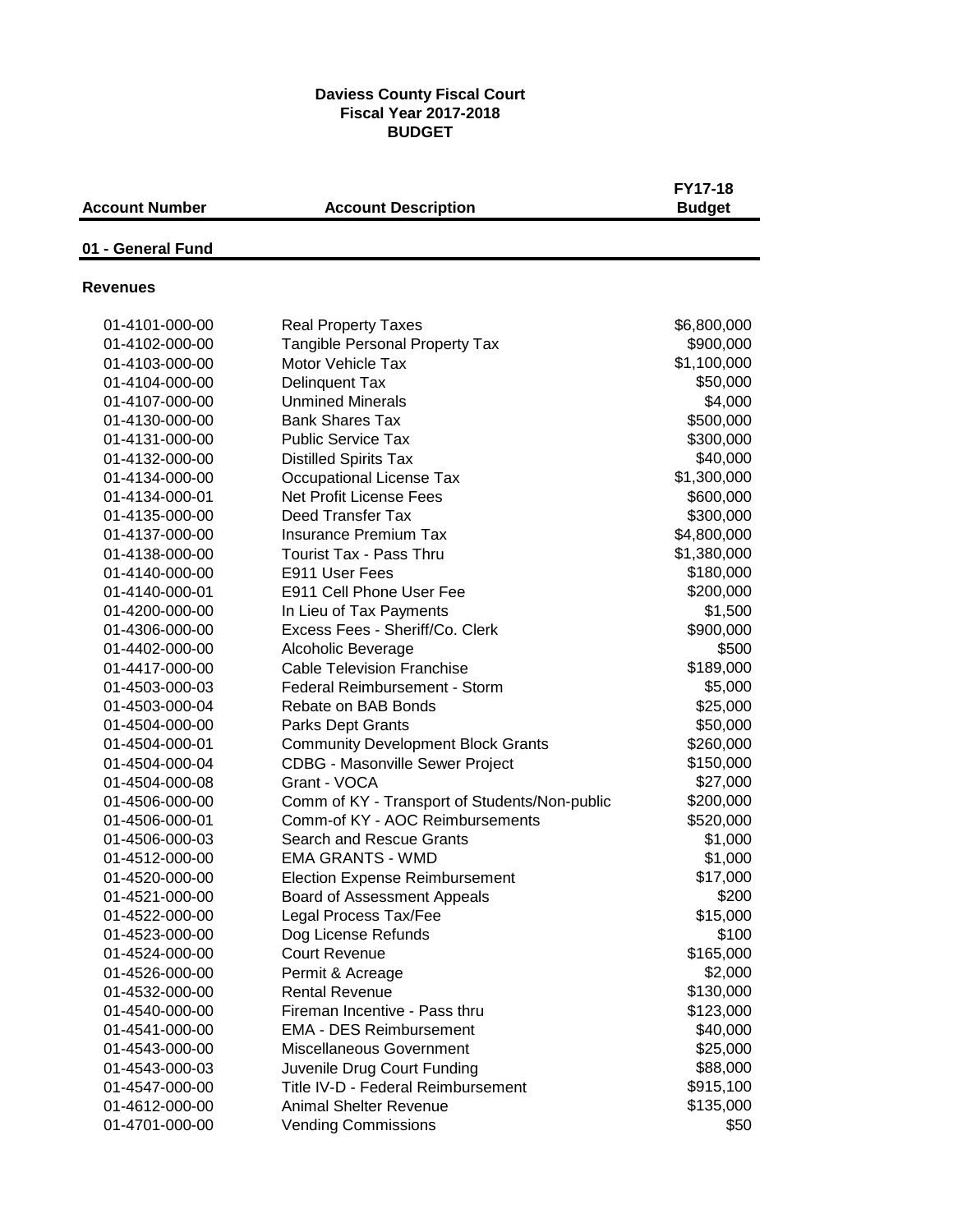**Daviess County Fiscal Court**
**Fiscal Year 2017-2018**
**BUDGET**

| Account Number | Account Description | FY17-18 Budget |
|---|---|---|
| **01 - General Fund** | | |
| **Revenues** | | |
| 01-4101-000-00 | Real Property Taxes | $6,800,000 |
| 01-4102-000-00 | Tangible Personal Property Tax | $900,000 |
| 01-4103-000-00 | Motor Vehicle Tax | $1,100,000 |
| 01-4104-000-00 | Delinquent Tax | $50,000 |
| 01-4107-000-00 | Unmined Minerals | $4,000 |
| 01-4130-000-00 | Bank Shares Tax | $500,000 |
| 01-4131-000-00 | Public Service Tax | $300,000 |
| 01-4132-000-00 | Distilled Spirits Tax | $40,000 |
| 01-4134-000-00 | Occupational License Tax | $1,300,000 |
| 01-4134-000-01 | Net Profit License Fees | $600,000 |
| 01-4135-000-00 | Deed Transfer Tax | $300,000 |
| 01-4137-000-00 | Insurance Premium Tax | $4,800,000 |
| 01-4138-000-00 | Tourist Tax - Pass Thru | $1,380,000 |
| 01-4140-000-00 | E911 User Fees | $180,000 |
| 01-4140-000-01 | E911 Cell Phone User Fee | $200,000 |
| 01-4200-000-00 | In Lieu of Tax Payments | $1,500 |
| 01-4306-000-00 | Excess Fees - Sheriff/Co. Clerk | $900,000 |
| 01-4402-000-00 | Alcoholic Beverage | $500 |
| 01-4417-000-00 | Cable Television Franchise | $189,000 |
| 01-4503-000-03 | Federal Reimbursement - Storm | $5,000 |
| 01-4503-000-04 | Rebate on BAB Bonds | $25,000 |
| 01-4504-000-00 | Parks Dept Grants | $50,000 |
| 01-4504-000-01 | Community Development Block Grants | $260,000 |
| 01-4504-000-04 | CDBG - Masonville Sewer Project | $150,000 |
| 01-4504-000-08 | Grant - VOCA | $27,000 |
| 01-4506-000-00 | Comm of KY - Transport of Students/Non-public | $200,000 |
| 01-4506-000-01 | Comm-of KY - AOC Reimbursements | $520,000 |
| 01-4506-000-03 | Search and Rescue Grants | $1,000 |
| 01-4512-000-00 | EMA GRANTS - WMD | $1,000 |
| 01-4520-000-00 | Election Expense Reimbursement | $17,000 |
| 01-4521-000-00 | Board of Assessment Appeals | $200 |
| 01-4522-000-00 | Legal Process Tax/Fee | $15,000 |
| 01-4523-000-00 | Dog License Refunds | $100 |
| 01-4524-000-00 | Court Revenue | $165,000 |
| 01-4526-000-00 | Permit & Acreage | $2,000 |
| 01-4532-000-00 | Rental Revenue | $130,000 |
| 01-4540-000-00 | Fireman Incentive - Pass thru | $123,000 |
| 01-4541-000-00 | EMA - DES Reimbursement | $40,000 |
| 01-4543-000-00 | Miscellaneous Government | $25,000 |
| 01-4543-000-03 | Juvenile Drug Court Funding | $88,000 |
| 01-4547-000-00 | Title IV-D - Federal Reimbursement | $915,100 |
| 01-4612-000-00 | Animal Shelter Revenue | $135,000 |
| 01-4701-000-00 | Vending Commissions | $50 |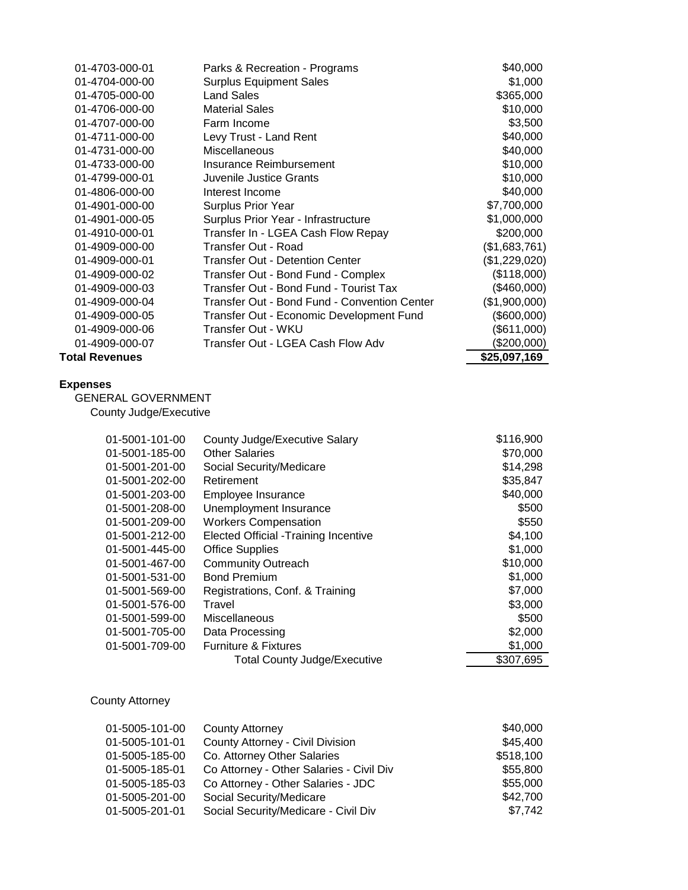| Account | Description | Amount |
|---|---|---|
| 01-4703-000-01 | Parks & Recreation - Programs | $40,000 |
| 01-4704-000-00 | Surplus Equipment Sales | $1,000 |
| 01-4705-000-00 | Land Sales | $365,000 |
| 01-4706-000-00 | Material Sales | $10,000 |
| 01-4707-000-00 | Farm Income | $3,500 |
| 01-4711-000-00 | Levy Trust - Land Rent | $40,000 |
| 01-4731-000-00 | Miscellaneous | $40,000 |
| 01-4733-000-00 | Insurance Reimbursement | $10,000 |
| 01-4799-000-01 | Juvenile Justice Grants | $10,000 |
| 01-4806-000-00 | Interest Income | $40,000 |
| 01-4901-000-00 | Surplus Prior Year | $7,700,000 |
| 01-4901-000-05 | Surplus Prior Year - Infrastructure | $1,000,000 |
| 01-4910-000-01 | Transfer In - LGEA Cash Flow Repay | $200,000 |
| 01-4909-000-00 | Transfer Out - Road | ($1,683,761) |
| 01-4909-000-01 | Transfer Out - Detention Center | ($1,229,020) |
| 01-4909-000-02 | Transfer Out - Bond Fund - Complex | ($118,000) |
| 01-4909-000-03 | Transfer Out - Bond Fund - Tourist Tax | ($460,000) |
| 01-4909-000-04 | Transfer Out - Bond Fund - Convention Center | ($1,900,000) |
| 01-4909-000-05 | Transfer Out - Economic Development Fund | ($600,000) |
| 01-4909-000-06 | Transfer Out - WKU | ($611,000) |
| 01-4909-000-07 | Transfer Out - LGEA Cash Flow Adv | ($200,000) |
| **Total Revenues** | | **$25,097,169** |

**Expenses**

GENERAL GOVERNMENT

County Judge/Executive

| Account | Description | Amount |
|---|---|---|
| 01-5001-101-00 | County Judge/Executive Salary | $116,900 |
| 01-5001-185-00 | Other Salaries | $70,000 |
| 01-5001-201-00 | Social Security/Medicare | $14,298 |
| 01-5001-202-00 | Retirement | $35,847 |
| 01-5001-203-00 | Employee Insurance | $40,000 |
| 01-5001-208-00 | Unemployment Insurance | $500 |
| 01-5001-209-00 | Workers Compensation | $550 |
| 01-5001-212-00 | Elected Official -Training Incentive | $4,100 |
| 01-5001-445-00 | Office Supplies | $1,000 |
| 01-5001-467-00 | Community Outreach | $10,000 |
| 01-5001-531-00 | Bond Premium | $1,000 |
| 01-5001-569-00 | Registrations, Conf. & Training | $7,000 |
| 01-5001-576-00 | Travel | $3,000 |
| 01-5001-599-00 | Miscellaneous | $500 |
| 01-5001-705-00 | Data Processing | $2,000 |
| 01-5001-709-00 | Furniture & Fixtures | $1,000 |
| | Total County Judge/Executive | $307,695 |

County Attorney

| Account | Description | Amount |
|---|---|---|
| 01-5005-101-00 | County Attorney | $40,000 |
| 01-5005-101-01 | County Attorney - Civil Division | $45,400 |
| 01-5005-185-00 | Co. Attorney Other Salaries | $518,100 |
| 01-5005-185-01 | Co Attorney - Other Salaries - Civil Div | $55,800 |
| 01-5005-185-03 | Co Attorney - Other Salaries - JDC | $55,000 |
| 01-5005-201-00 | Social Security/Medicare | $42,700 |
| 01-5005-201-01 | Social Security/Medicare - Civil Div | $7,742 |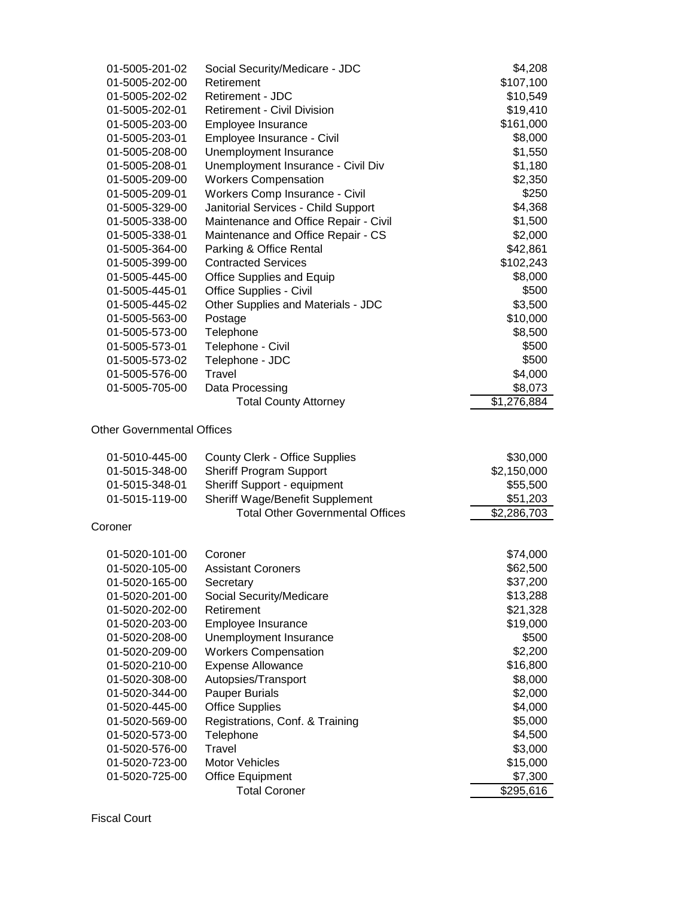| Account | Description | Amount |
|---|---|---|
| 01-5005-201-02 | Social Security/Medicare - JDC | $4,208 |
| 01-5005-202-00 | Retirement | $107,100 |
| 01-5005-202-02 | Retirement - JDC | $10,549 |
| 01-5005-202-01 | Retirement - Civil Division | $19,410 |
| 01-5005-203-00 | Employee Insurance | $161,000 |
| 01-5005-203-01 | Employee Insurance - Civil | $8,000 |
| 01-5005-208-00 | Unemployment Insurance | $1,550 |
| 01-5005-208-01 | Unemployment Insurance - Civil Div | $1,180 |
| 01-5005-209-00 | Workers Compensation | $2,350 |
| 01-5005-209-01 | Workers Comp Insurance - Civil | $250 |
| 01-5005-329-00 | Janitorial Services - Child Support | $4,368 |
| 01-5005-338-00 | Maintenance and Office Repair - Civil | $1,500 |
| 01-5005-338-01 | Maintenance and Office Repair - CS | $2,000 |
| 01-5005-364-00 | Parking & Office Rental | $42,861 |
| 01-5005-399-00 | Contracted Services | $102,243 |
| 01-5005-445-00 | Office Supplies and Equip | $8,000 |
| 01-5005-445-01 | Office Supplies - Civil | $500 |
| 01-5005-445-02 | Other Supplies and Materials - JDC | $3,500 |
| 01-5005-563-00 | Postage | $10,000 |
| 01-5005-573-00 | Telephone | $8,500 |
| 01-5005-573-01 | Telephone - Civil | $500 |
| 01-5005-573-02 | Telephone - JDC | $500 |
| 01-5005-576-00 | Travel | $4,000 |
| 01-5005-705-00 | Data Processing | $8,073 |
| | Total County Attorney | $1,276,884 |

Other Governmental Offices

| Account | Description | Amount |
|---|---|---|
| 01-5010-445-00 | County Clerk - Office Supplies | $30,000 |
| 01-5015-348-00 | Sheriff Program Support | $2,150,000 |
| 01-5015-348-01 | Sheriff Support - equipment | $55,500 |
| 01-5015-119-00 | Sheriff Wage/Benefit Supplement | $51,203 |
| | Total Other Governmental Offices | $2,286,703 |

Coroner

| Account | Description | Amount |
|---|---|---|
| 01-5020-101-00 | Coroner | $74,000 |
| 01-5020-105-00 | Assistant Coroners | $62,500 |
| 01-5020-165-00 | Secretary | $37,200 |
| 01-5020-201-00 | Social Security/Medicare | $13,288 |
| 01-5020-202-00 | Retirement | $21,328 |
| 01-5020-203-00 | Employee Insurance | $19,000 |
| 01-5020-208-00 | Unemployment Insurance | $500 |
| 01-5020-209-00 | Workers Compensation | $2,200 |
| 01-5020-210-00 | Expense Allowance | $16,800 |
| 01-5020-308-00 | Autopsies/Transport | $8,000 |
| 01-5020-344-00 | Pauper Burials | $2,000 |
| 01-5020-445-00 | Office Supplies | $4,000 |
| 01-5020-569-00 | Registrations, Conf. & Training | $5,000 |
| 01-5020-573-00 | Telephone | $4,500 |
| 01-5020-576-00 | Travel | $3,000 |
| 01-5020-723-00 | Motor Vehicles | $15,000 |
| 01-5020-725-00 | Office Equipment | $7,300 |
| | Total Coroner | $295,616 |

Fiscal Court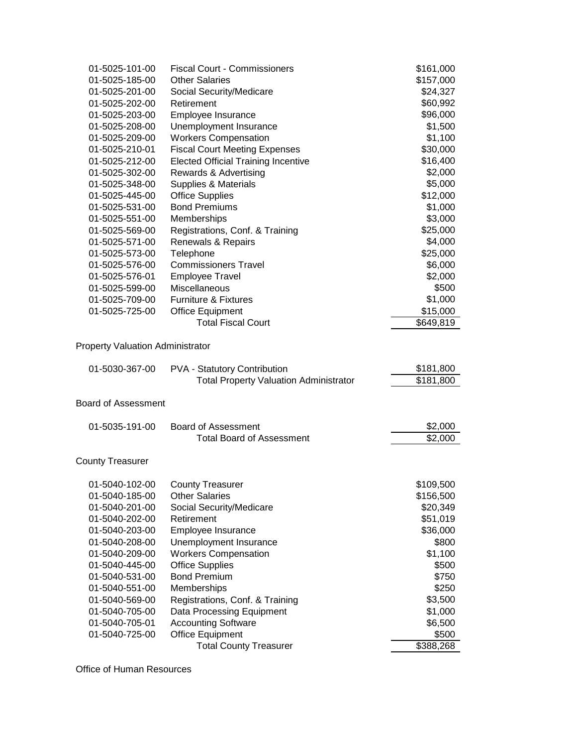| Account | Description | Amount |
|---|---|---|
| 01-5025-101-00 | Fiscal Court - Commissioners | $161,000 |
| 01-5025-185-00 | Other Salaries | $157,000 |
| 01-5025-201-00 | Social Security/Medicare | $24,327 |
| 01-5025-202-00 | Retirement | $60,992 |
| 01-5025-203-00 | Employee Insurance | $96,000 |
| 01-5025-208-00 | Unemployment Insurance | $1,500 |
| 01-5025-209-00 | Workers Compensation | $1,100 |
| 01-5025-210-01 | Fiscal Court Meeting Expenses | $30,000 |
| 01-5025-212-00 | Elected Official Training Incentive | $16,400 |
| 01-5025-302-00 | Rewards & Advertising | $2,000 |
| 01-5025-348-00 | Supplies & Materials | $5,000 |
| 01-5025-445-00 | Office Supplies | $12,000 |
| 01-5025-531-00 | Bond Premiums | $1,000 |
| 01-5025-551-00 | Memberships | $3,000 |
| 01-5025-569-00 | Registrations, Conf. & Training | $25,000 |
| 01-5025-571-00 | Renewals & Repairs | $4,000 |
| 01-5025-573-00 | Telephone | $25,000 |
| 01-5025-576-00 | Commissioners Travel | $6,000 |
| 01-5025-576-01 | Employee Travel | $2,000 |
| 01-5025-599-00 | Miscellaneous | $500 |
| 01-5025-709-00 | Furniture & Fixtures | $1,000 |
| 01-5025-725-00 | Office Equipment | $15,000 |
| | Total Fiscal Court | $649,819 |

Property Valuation Administrator

| Account | Description | Amount |
|---|---|---|
| 01-5030-367-00 | PVA - Statutory Contribution | $181,800 |
| | Total Property Valuation Administrator | $181,800 |

Board of Assessment

| Account | Description | Amount |
|---|---|---|
| 01-5035-191-00 | Board of Assessment | $2,000 |
| | Total Board of Assessment | $2,000 |

County Treasurer

| Account | Description | Amount |
|---|---|---|
| 01-5040-102-00 | County Treasurer | $109,500 |
| 01-5040-185-00 | Other Salaries | $156,500 |
| 01-5040-201-00 | Social Security/Medicare | $20,349 |
| 01-5040-202-00 | Retirement | $51,019 |
| 01-5040-203-00 | Employee Insurance | $36,000 |
| 01-5040-208-00 | Unemployment Insurance | $800 |
| 01-5040-209-00 | Workers Compensation | $1,100 |
| 01-5040-445-00 | Office Supplies | $500 |
| 01-5040-531-00 | Bond Premium | $750 |
| 01-5040-551-00 | Memberships | $250 |
| 01-5040-569-00 | Registrations, Conf. & Training | $3,500 |
| 01-5040-705-00 | Data Processing Equipment | $1,000 |
| 01-5040-705-01 | Accounting Software | $6,500 |
| 01-5040-725-00 | Office Equipment | $500 |
| | Total County Treasurer | $388,268 |

Office of Human Resources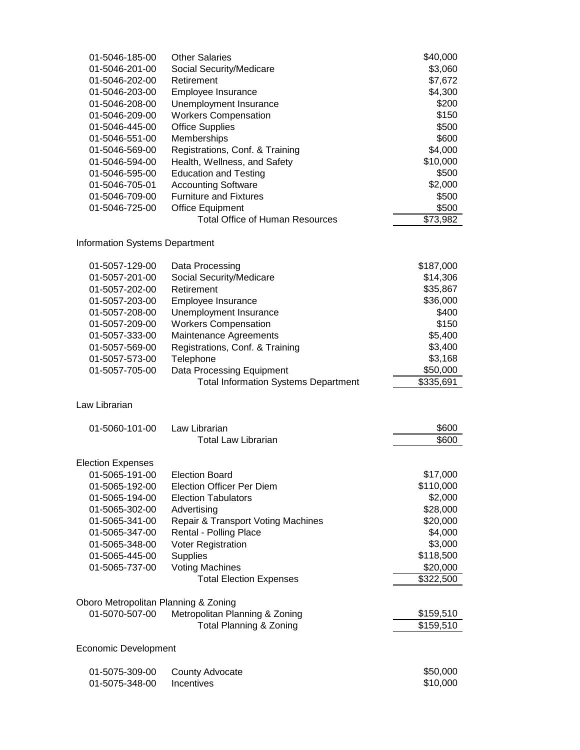| Account | Description | Amount |
|---|---|---|
| 01-5046-185-00 | Other Salaries | $40,000 |
| 01-5046-201-00 | Social Security/Medicare | $3,060 |
| 01-5046-202-00 | Retirement | $7,672 |
| 01-5046-203-00 | Employee Insurance | $4,300 |
| 01-5046-208-00 | Unemployment Insurance | $200 |
| 01-5046-209-00 | Workers Compensation | $150 |
| 01-5046-445-00 | Office Supplies | $500 |
| 01-5046-551-00 | Memberships | $600 |
| 01-5046-569-00 | Registrations, Conf. & Training | $4,000 |
| 01-5046-594-00 | Health, Wellness, and Safety | $10,000 |
| 01-5046-595-00 | Education and Testing | $500 |
| 01-5046-705-01 | Accounting Software | $2,000 |
| 01-5046-709-00 | Furniture and Fixtures | $500 |
| 01-5046-725-00 | Office Equipment | $500 |
| | Total Office of Human Resources | $73,982 |

Information Systems Department

| Account | Description | Amount |
|---|---|---|
| 01-5057-129-00 | Data Processing | $187,000 |
| 01-5057-201-00 | Social Security/Medicare | $14,306 |
| 01-5057-202-00 | Retirement | $35,867 |
| 01-5057-203-00 | Employee Insurance | $36,000 |
| 01-5057-208-00 | Unemployment Insurance | $400 |
| 01-5057-209-00 | Workers Compensation | $150 |
| 01-5057-333-00 | Maintenance Agreements | $5,400 |
| 01-5057-569-00 | Registrations, Conf. & Training | $3,400 |
| 01-5057-573-00 | Telephone | $3,168 |
| 01-5057-705-00 | Data Processing Equipment | $50,000 |
| | Total Information Systems Department | $335,691 |

Law Librarian

| Account | Description | Amount |
|---|---|---|
| 01-5060-101-00 | Law Librarian | $600 |
| | Total Law Librarian | $600 |

Election Expenses

| Account | Description | Amount |
|---|---|---|
| 01-5065-191-00 | Election Board | $17,000 |
| 01-5065-192-00 | Election Officer Per Diem | $110,000 |
| 01-5065-194-00 | Election Tabulators | $2,000 |
| 01-5065-302-00 | Advertising | $28,000 |
| 01-5065-341-00 | Repair & Transport Voting Machines | $20,000 |
| 01-5065-347-00 | Rental - Polling Place | $4,000 |
| 01-5065-348-00 | Voter Registration | $3,000 |
| 01-5065-445-00 | Supplies | $118,500 |
| 01-5065-737-00 | Voting Machines | $20,000 |
| | Total Election Expenses | $322,500 |

Oboro Metropolitan Planning & Zoning

| Account | Description | Amount |
|---|---|---|
| 01-5070-507-00 | Metropolitan Planning & Zoning | $159,510 |
| | Total Planning & Zoning | $159,510 |

Economic Development

| Account | Description | Amount |
|---|---|---|
| 01-5075-309-00 | County Advocate | $50,000 |
| 01-5075-348-00 | Incentives | $10,000 |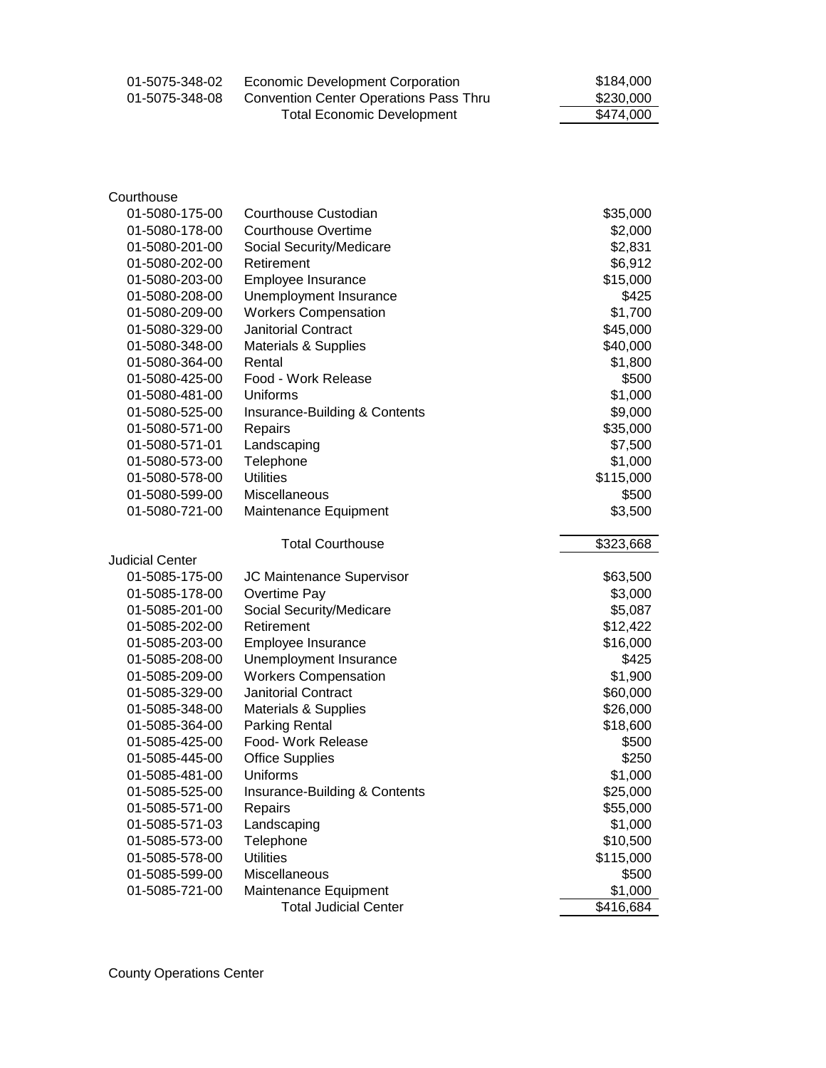| Account | Description | Amount |
|---|---|---|
| 01-5075-348-02 | Economic Development Corporation | $184,000 |
| 01-5075-348-08 | Convention Center Operations Pass Thru | $230,000 |
| | Total Economic Development | $474,000 |

Courthouse

| Account | Description | Amount |
|---|---|---|
| 01-5080-175-00 | Courthouse Custodian | $35,000 |
| 01-5080-178-00 | Courthouse Overtime | $2,000 |
| 01-5080-201-00 | Social Security/Medicare | $2,831 |
| 01-5080-202-00 | Retirement | $6,912 |
| 01-5080-203-00 | Employee Insurance | $15,000 |
| 01-5080-208-00 | Unemployment Insurance | $425 |
| 01-5080-209-00 | Workers Compensation | $1,700 |
| 01-5080-329-00 | Janitorial Contract | $45,000 |
| 01-5080-348-00 | Materials & Supplies | $40,000 |
| 01-5080-364-00 | Rental | $1,800 |
| 01-5080-425-00 | Food - Work Release | $500 |
| 01-5080-481-00 | Uniforms | $1,000 |
| 01-5080-525-00 | Insurance-Building & Contents | $9,000 |
| 01-5080-571-00 | Repairs | $35,000 |
| 01-5080-571-01 | Landscaping | $7,500 |
| 01-5080-573-00 | Telephone | $1,000 |
| 01-5080-578-00 | Utilities | $115,000 |
| 01-5080-599-00 | Miscellaneous | $500 |
| 01-5080-721-00 | Maintenance Equipment | $3,500 |
| | Total Courthouse | $323,668 |

Judicial Center

| Account | Description | Amount |
|---|---|---|
| 01-5085-175-00 | JC Maintenance Supervisor | $63,500 |
| 01-5085-178-00 | Overtime Pay | $3,000 |
| 01-5085-201-00 | Social Security/Medicare | $5,087 |
| 01-5085-202-00 | Retirement | $12,422 |
| 01-5085-203-00 | Employee Insurance | $16,000 |
| 01-5085-208-00 | Unemployment Insurance | $425 |
| 01-5085-209-00 | Workers Compensation | $1,900 |
| 01-5085-329-00 | Janitorial Contract | $60,000 |
| 01-5085-348-00 | Materials & Supplies | $26,000 |
| 01-5085-364-00 | Parking Rental | $18,600 |
| 01-5085-425-00 | Food- Work Release | $500 |
| 01-5085-445-00 | Office Supplies | $250 |
| 01-5085-481-00 | Uniforms | $1,000 |
| 01-5085-525-00 | Insurance-Building & Contents | $25,000 |
| 01-5085-571-00 | Repairs | $55,000 |
| 01-5085-571-03 | Landscaping | $1,000 |
| 01-5085-573-00 | Telephone | $10,500 |
| 01-5085-578-00 | Utilities | $115,000 |
| 01-5085-599-00 | Miscellaneous | $500 |
| 01-5085-721-00 | Maintenance Equipment | $1,000 |
| | Total Judicial Center | $416,684 |

County Operations Center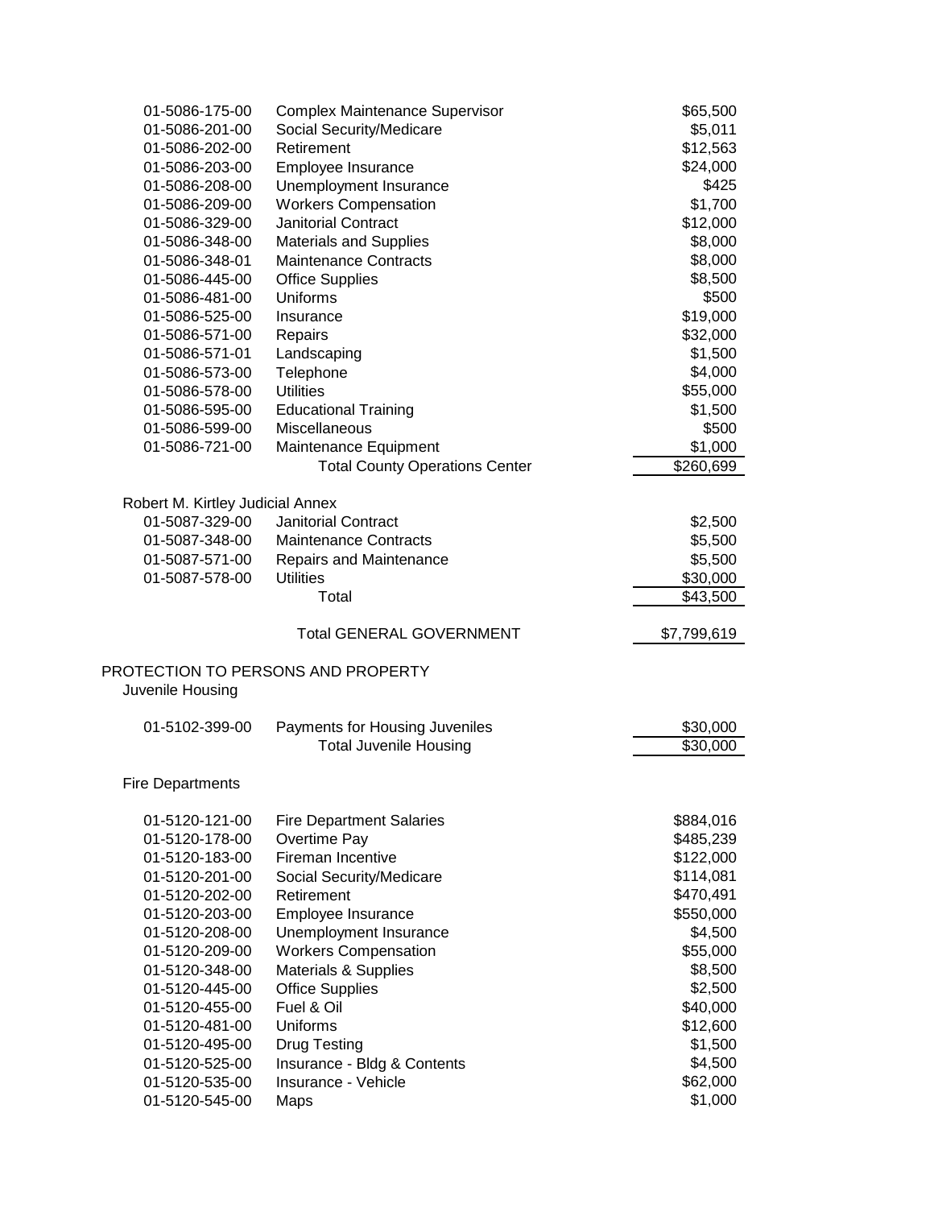| Account | Description | Amount |
|---|---|---|
| 01-5086-175-00 | Complex Maintenance Supervisor | $65,500 |
| 01-5086-201-00 | Social Security/Medicare | $5,011 |
| 01-5086-202-00 | Retirement | $12,563 |
| 01-5086-203-00 | Employee Insurance | $24,000 |
| 01-5086-208-00 | Unemployment Insurance | $425 |
| 01-5086-209-00 | Workers Compensation | $1,700 |
| 01-5086-329-00 | Janitorial Contract | $12,000 |
| 01-5086-348-00 | Materials and Supplies | $8,000 |
| 01-5086-348-01 | Maintenance Contracts | $8,000 |
| 01-5086-445-00 | Office Supplies | $8,500 |
| 01-5086-481-00 | Uniforms | $500 |
| 01-5086-525-00 | Insurance | $19,000 |
| 01-5086-571-00 | Repairs | $32,000 |
| 01-5086-571-01 | Landscaping | $1,500 |
| 01-5086-573-00 | Telephone | $4,000 |
| 01-5086-578-00 | Utilities | $55,000 |
| 01-5086-595-00 | Educational Training | $1,500 |
| 01-5086-599-00 | Miscellaneous | $500 |
| 01-5086-721-00 | Maintenance Equipment | $1,000 |
| | Total County Operations Center | $260,699 |

Robert M. Kirtley Judicial Annex

| Account | Description | Amount |
|---|---|---|
| 01-5087-329-00 | Janitorial Contract | $2,500 |
| 01-5087-348-00 | Maintenance Contracts | $5,500 |
| 01-5087-571-00 | Repairs and Maintenance | $5,500 |
| 01-5087-578-00 | Utilities | $30,000 |
| | Total | $43,500 |
| | Total GENERAL GOVERNMENT | $7,799,619 |

## PROTECTION TO PERSONS AND PROPERTY

Juvenile Housing

| Account | Description | Amount |
|---|---|---|
| 01-5102-399-00 | Payments for Housing Juveniles | $30,000 |
| | Total Juvenile Housing | $30,000 |

Fire Departments

| Account | Description | Amount |
|---|---|---|
| 01-5120-121-00 | Fire Department Salaries | $884,016 |
| 01-5120-178-00 | Overtime Pay | $485,239 |
| 01-5120-183-00 | Fireman Incentive | $122,000 |
| 01-5120-201-00 | Social Security/Medicare | $114,081 |
| 01-5120-202-00 | Retirement | $470,491 |
| 01-5120-203-00 | Employee Insurance | $550,000 |
| 01-5120-208-00 | Unemployment Insurance | $4,500 |
| 01-5120-209-00 | Workers Compensation | $55,000 |
| 01-5120-348-00 | Materials & Supplies | $8,500 |
| 01-5120-445-00 | Office Supplies | $2,500 |
| 01-5120-455-00 | Fuel & Oil | $40,000 |
| 01-5120-481-00 | Uniforms | $12,600 |
| 01-5120-495-00 | Drug Testing | $1,500 |
| 01-5120-525-00 | Insurance - Bldg & Contents | $4,500 |
| 01-5120-535-00 | Insurance - Vehicle | $62,000 |
| 01-5120-545-00 | Maps | $1,000 |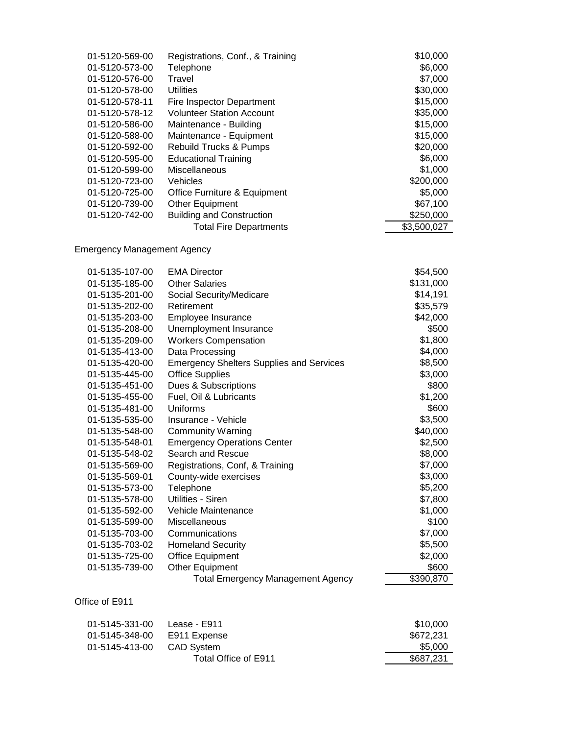| Account | Description | Amount |
|---|---|---|
| 01-5120-569-00 | Registrations, Conf., & Training | $10,000 |
| 01-5120-573-00 | Telephone | $6,000 |
| 01-5120-576-00 | Travel | $7,000 |
| 01-5120-578-00 | Utilities | $30,000 |
| 01-5120-578-11 | Fire Inspector Department | $15,000 |
| 01-5120-578-12 | Volunteer Station Account | $35,000 |
| 01-5120-586-00 | Maintenance - Building | $15,000 |
| 01-5120-588-00 | Maintenance - Equipment | $15,000 |
| 01-5120-592-00 | Rebuild Trucks & Pumps | $20,000 |
| 01-5120-595-00 | Educational Training | $6,000 |
| 01-5120-599-00 | Miscellaneous | $1,000 |
| 01-5120-723-00 | Vehicles | $200,000 |
| 01-5120-725-00 | Office Furniture & Equipment | $5,000 |
| 01-5120-739-00 | Other Equipment | $67,100 |
| 01-5120-742-00 | Building and Construction | $250,000 |
| | Total Fire Departments | $3,500,027 |

## Emergency Management Agency

| Account | Description | Amount |
|---|---|---|
| 01-5135-107-00 | EMA Director | $54,500 |
| 01-5135-185-00 | Other Salaries | $131,000 |
| 01-5135-201-00 | Social Security/Medicare | $14,191 |
| 01-5135-202-00 | Retirement | $35,579 |
| 01-5135-203-00 | Employee Insurance | $42,000 |
| 01-5135-208-00 | Unemployment Insurance | $500 |
| 01-5135-209-00 | Workers Compensation | $1,800 |
| 01-5135-413-00 | Data Processing | $4,000 |
| 01-5135-420-00 | Emergency Shelters Supplies and Services | $8,500 |
| 01-5135-445-00 | Office Supplies | $3,000 |
| 01-5135-451-00 | Dues & Subscriptions | $800 |
| 01-5135-455-00 | Fuel, Oil & Lubricants | $1,200 |
| 01-5135-481-00 | Uniforms | $600 |
| 01-5135-535-00 | Insurance - Vehicle | $3,500 |
| 01-5135-548-00 | Community Warning | $40,000 |
| 01-5135-548-01 | Emergency Operations Center | $2,500 |
| 01-5135-548-02 | Search and Rescue | $8,000 |
| 01-5135-569-00 | Registrations, Conf, & Training | $7,000 |
| 01-5135-569-01 | County-wide exercises | $3,000 |
| 01-5135-573-00 | Telephone | $5,200 |
| 01-5135-578-00 | Utilities - Siren | $7,800 |
| 01-5135-592-00 | Vehicle Maintenance | $1,000 |
| 01-5135-599-00 | Miscellaneous | $100 |
| 01-5135-703-00 | Communications | $7,000 |
| 01-5135-703-02 | Homeland Security | $5,500 |
| 01-5135-725-00 | Office Equipment | $2,000 |
| 01-5135-739-00 | Other Equipment | $600 |
| | Total Emergency Management Agency | $390,870 |

## Office of E911

| Account | Description | Amount |
|---|---|---|
| 01-5145-331-00 | Lease - E911 | $10,000 |
| 01-5145-348-00 | E911 Expense | $672,231 |
| 01-5145-413-00 | CAD System | $5,000 |
| | Total Office of E911 | $687,231 |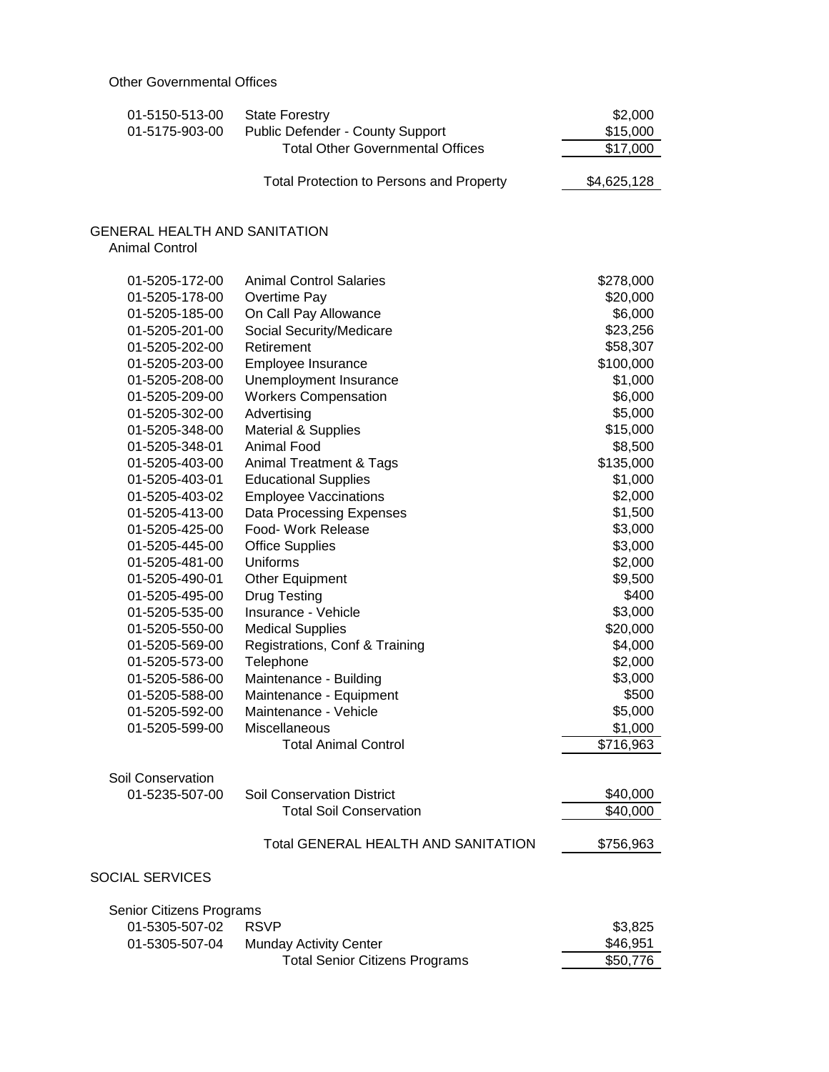Other Governmental Offices

| Account | Description | Amount |
|---|---|---|
| 01-5150-513-00 | State Forestry | $2,000 |
| 01-5175-903-00 | Public Defender - County Support | $15,000 |
| | Total Other Governmental Offices | $17,000 |
| | Total Protection to Persons and Property | $4,625,128 |

## GENERAL HEALTH AND SANITATION

### Animal Control

| Account | Description | Amount |
|---|---|---|
| 01-5205-172-00 | Animal Control Salaries | $278,000 |
| 01-5205-178-00 | Overtime Pay | $20,000 |
| 01-5205-185-00 | On Call Pay Allowance | $6,000 |
| 01-5205-201-00 | Social Security/Medicare | $23,256 |
| 01-5205-202-00 | Retirement | $58,307 |
| 01-5205-203-00 | Employee Insurance | $100,000 |
| 01-5205-208-00 | Unemployment Insurance | $1,000 |
| 01-5205-209-00 | Workers Compensation | $6,000 |
| 01-5205-302-00 | Advertising | $5,000 |
| 01-5205-348-00 | Material & Supplies | $15,000 |
| 01-5205-348-01 | Animal Food | $8,500 |
| 01-5205-403-00 | Animal Treatment & Tags | $135,000 |
| 01-5205-403-01 | Educational Supplies | $1,000 |
| 01-5205-403-02 | Employee Vaccinations | $2,000 |
| 01-5205-413-00 | Data Processing Expenses | $1,500 |
| 01-5205-425-00 | Food- Work Release | $3,000 |
| 01-5205-445-00 | Office Supplies | $3,000 |
| 01-5205-481-00 | Uniforms | $2,000 |
| 01-5205-490-01 | Other Equipment | $9,500 |
| 01-5205-495-00 | Drug Testing | $400 |
| 01-5205-535-00 | Insurance - Vehicle | $3,000 |
| 01-5205-550-00 | Medical Supplies | $20,000 |
| 01-5205-569-00 | Registrations, Conf & Training | $4,000 |
| 01-5205-573-00 | Telephone | $2,000 |
| 01-5205-586-00 | Maintenance - Building | $3,000 |
| 01-5205-588-00 | Maintenance - Equipment | $500 |
| 01-5205-592-00 | Maintenance - Vehicle | $5,000 |
| 01-5205-599-00 | Miscellaneous | $1,000 |
| | Total Animal Control | $716,963 |

### Soil Conservation

| Account | Description | Amount |
|---|---|---|
| 01-5235-507-00 | Soil Conservation District | $40,000 |
| | Total Soil Conservation | $40,000 |
| | Total GENERAL HEALTH AND SANITATION | $756,963 |

## SOCIAL SERVICES

### Senior Citizens Programs

| Account | Description | Amount |
|---|---|---|
| 01-5305-507-02 | RSVP | $3,825 |
| 01-5305-507-04 | Munday Activity Center | $46,951 |
| | Total Senior Citizens Programs | $50,776 |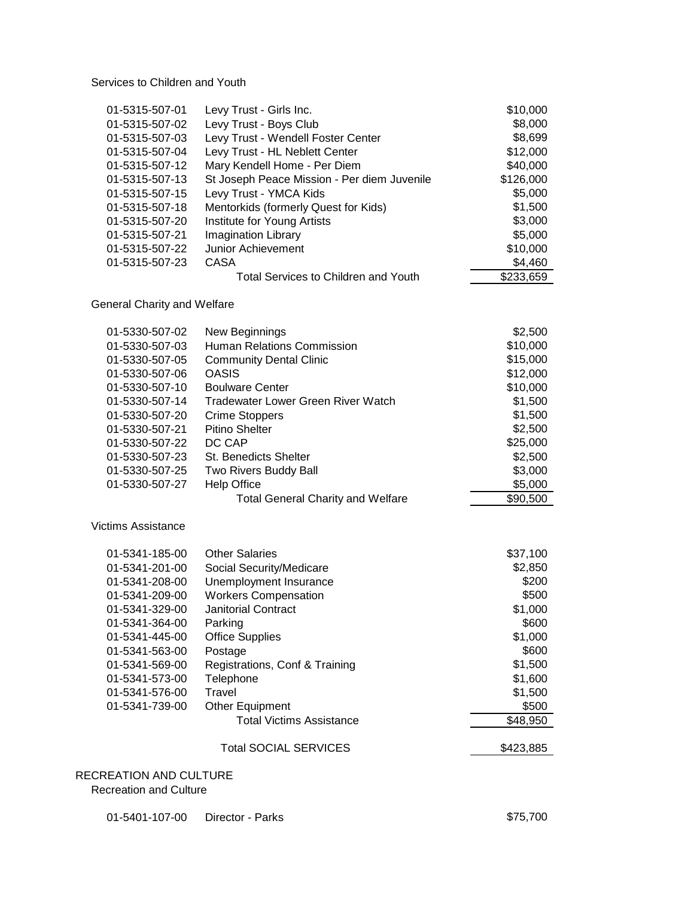Services to Children and Youth

| Account | Description | Amount |
|---|---|---|
| 01-5315-507-01 | Levy Trust - Girls Inc. | $10,000 |
| 01-5315-507-02 | Levy Trust - Boys Club | $8,000 |
| 01-5315-507-03 | Levy Trust - Wendell Foster Center | $8,699 |
| 01-5315-507-04 | Levy Trust - HL Neblett Center | $12,000 |
| 01-5315-507-12 | Mary Kendell Home - Per Diem | $40,000 |
| 01-5315-507-13 | St Joseph Peace Mission - Per diem Juvenile | $126,000 |
| 01-5315-507-15 | Levy Trust - YMCA Kids | $5,000 |
| 01-5315-507-18 | Mentorkids (formerly Quest for Kids) | $1,500 |
| 01-5315-507-20 | Institute for Young Artists | $3,000 |
| 01-5315-507-21 | Imagination Library | $5,000 |
| 01-5315-507-22 | Junior Achievement | $10,000 |
| 01-5315-507-23 | CASA | $4,460 |
| | Total Services to Children and Youth | $233,659 |

General Charity and Welfare

| Account | Description | Amount |
|---|---|---|
| 01-5330-507-02 | New Beginnings | $2,500 |
| 01-5330-507-03 | Human Relations Commission | $10,000 |
| 01-5330-507-05 | Community Dental Clinic | $15,000 |
| 01-5330-507-06 | OASIS | $12,000 |
| 01-5330-507-10 | Boulware Center | $10,000 |
| 01-5330-507-14 | Tradewater Lower Green River Watch | $1,500 |
| 01-5330-507-20 | Crime Stoppers | $1,500 |
| 01-5330-507-21 | Pitino Shelter | $2,500 |
| 01-5330-507-22 | DC CAP | $25,000 |
| 01-5330-507-23 | St. Benedicts Shelter | $2,500 |
| 01-5330-507-25 | Two Rivers Buddy Ball | $3,000 |
| 01-5330-507-27 | Help Office | $5,000 |
| | Total General Charity and Welfare | $90,500 |

Victims Assistance

| Account | Description | Amount |
|---|---|---|
| 01-5341-185-00 | Other Salaries | $37,100 |
| 01-5341-201-00 | Social Security/Medicare | $2,850 |
| 01-5341-208-00 | Unemployment Insurance | $200 |
| 01-5341-209-00 | Workers Compensation | $500 |
| 01-5341-329-00 | Janitorial Contract | $1,000 |
| 01-5341-364-00 | Parking | $600 |
| 01-5341-445-00 | Office Supplies | $1,000 |
| 01-5341-563-00 | Postage | $600 |
| 01-5341-569-00 | Registrations, Conf & Training | $1,500 |
| 01-5341-573-00 | Telephone | $1,600 |
| 01-5341-576-00 | Travel | $1,500 |
| 01-5341-739-00 | Other Equipment | $500 |
| | Total Victims Assistance | $48,950 |
| | Total SOCIAL SERVICES | $423,885 |

RECREATION AND CULTURE

Recreation and Culture

| Account | Description | Amount |
|---|---|---|
| 01-5401-107-00 | Director - Parks | $75,700 |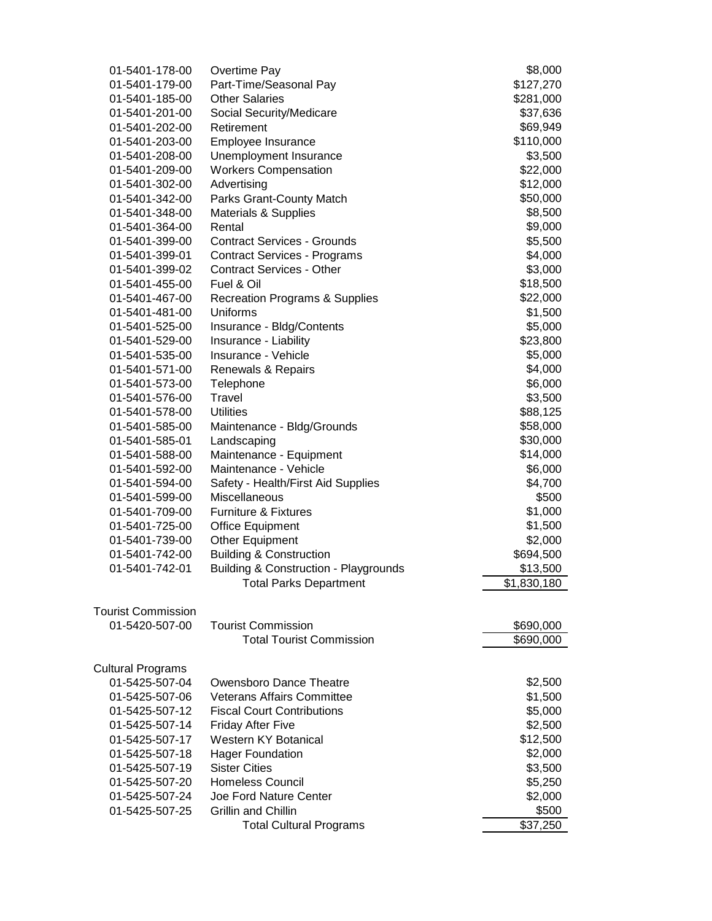| Account | Description | Amount |
|---|---|---|
| 01-5401-178-00 | Overtime Pay | $8,000 |
| 01-5401-179-00 | Part-Time/Seasonal Pay | $127,270 |
| 01-5401-185-00 | Other Salaries | $281,000 |
| 01-5401-201-00 | Social Security/Medicare | $37,636 |
| 01-5401-202-00 | Retirement | $69,949 |
| 01-5401-203-00 | Employee Insurance | $110,000 |
| 01-5401-208-00 | Unemployment Insurance | $3,500 |
| 01-5401-209-00 | Workers Compensation | $22,000 |
| 01-5401-302-00 | Advertising | $12,000 |
| 01-5401-342-00 | Parks Grant-County Match | $50,000 |
| 01-5401-348-00 | Materials & Supplies | $8,500 |
| 01-5401-364-00 | Rental | $9,000 |
| 01-5401-399-00 | Contract Services - Grounds | $5,500 |
| 01-5401-399-01 | Contract Services - Programs | $4,000 |
| 01-5401-399-02 | Contract Services - Other | $3,000 |
| 01-5401-455-00 | Fuel & Oil | $18,500 |
| 01-5401-467-00 | Recreation Programs & Supplies | $22,000 |
| 01-5401-481-00 | Uniforms | $1,500 |
| 01-5401-525-00 | Insurance - Bldg/Contents | $5,000 |
| 01-5401-529-00 | Insurance - Liability | $23,800 |
| 01-5401-535-00 | Insurance - Vehicle | $5,000 |
| 01-5401-571-00 | Renewals & Repairs | $4,000 |
| 01-5401-573-00 | Telephone | $6,000 |
| 01-5401-576-00 | Travel | $3,500 |
| 01-5401-578-00 | Utilities | $88,125 |
| 01-5401-585-00 | Maintenance - Bldg/Grounds | $58,000 |
| 01-5401-585-01 | Landscaping | $30,000 |
| 01-5401-588-00 | Maintenance - Equipment | $14,000 |
| 01-5401-592-00 | Maintenance - Vehicle | $6,000 |
| 01-5401-594-00 | Safety - Health/First Aid Supplies | $4,700 |
| 01-5401-599-00 | Miscellaneous | $500 |
| 01-5401-709-00 | Furniture & Fixtures | $1,000 |
| 01-5401-725-00 | Office Equipment | $1,500 |
| 01-5401-739-00 | Other Equipment | $2,000 |
| 01-5401-742-00 | Building & Construction | $694,500 |
| 01-5401-742-01 | Building & Construction - Playgrounds | $13,500 |
| | Total Parks Department | $1,830,180 |

**Tourist Commission**

| Account | Description | Amount |
|---|---|---|
| 01-5420-507-00 | Tourist Commission | $690,000 |
| | Total Tourist Commission | $690,000 |

**Cultural Programs**

| Account | Description | Amount |
|---|---|---|
| 01-5425-507-04 | Owensboro Dance Theatre | $2,500 |
| 01-5425-507-06 | Veterans Affairs Committee | $1,500 |
| 01-5425-507-12 | Fiscal Court Contributions | $5,000 |
| 01-5425-507-14 | Friday After Five | $2,500 |
| 01-5425-507-17 | Western KY Botanical | $12,500 |
| 01-5425-507-18 | Hager Foundation | $2,000 |
| 01-5425-507-19 | Sister Cities | $3,500 |
| 01-5425-507-20 | Homeless Council | $5,250 |
| 01-5425-507-24 | Joe Ford Nature Center | $2,000 |
| 01-5425-507-25 | Grillin and Chillin | $500 |
| | Total Cultural Programs | $37,250 |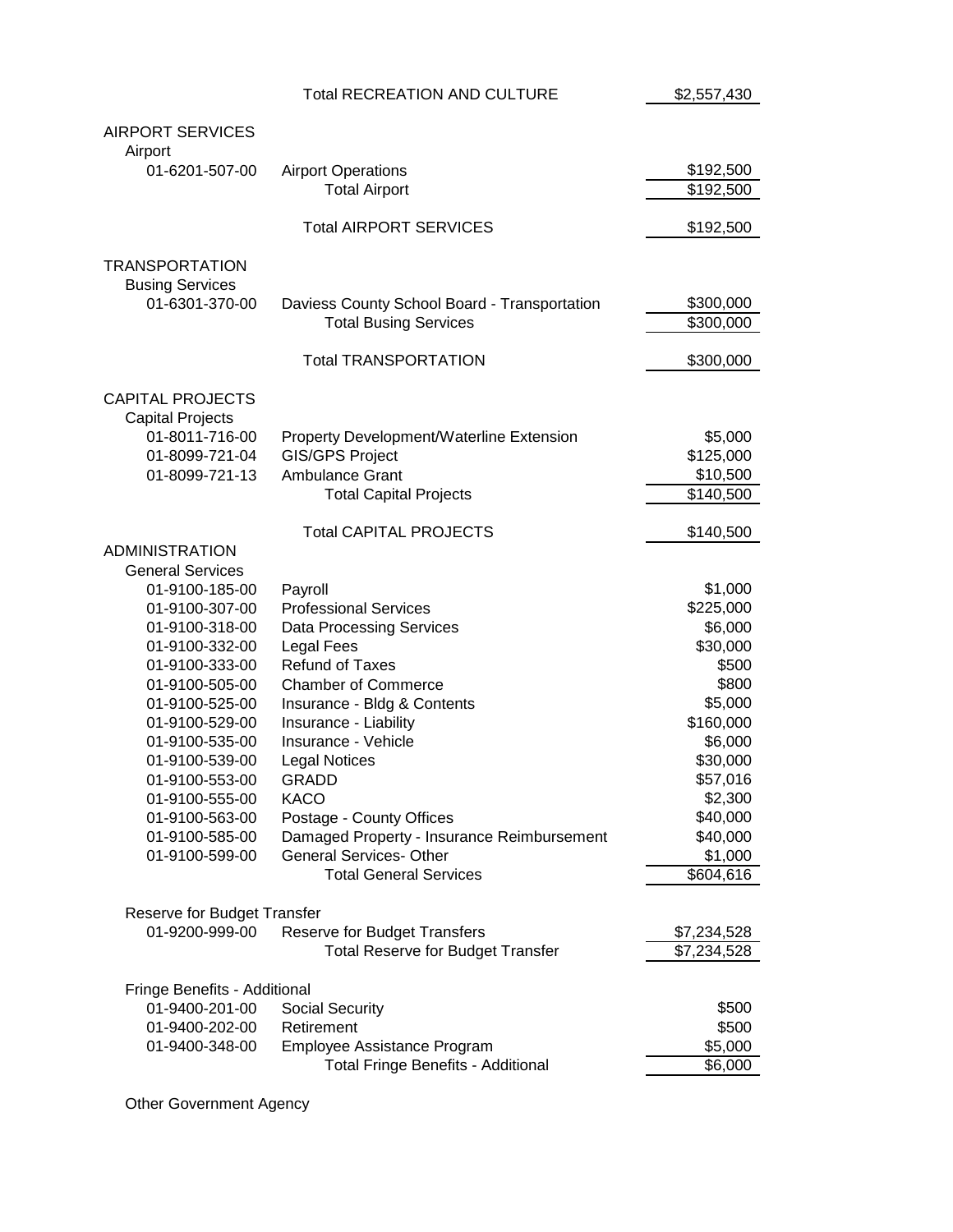| | | |
|---|---|---|
| | Total RECREATION AND CULTURE | $2,557,430 |
| AIRPORT SERVICES | | |
| Airport | | |
| 01-6201-507-00 | Airport Operations | $192,500 |
| | Total Airport | $192,500 |
| | Total AIRPORT SERVICES | $192,500 |
| TRANSPORTATION | | |
| Busing Services | | |
| 01-6301-370-00 | Daviess County School Board - Transportation | $300,000 |
| | Total Busing Services | $300,000 |
| | Total TRANSPORTATION | $300,000 |
| CAPITAL PROJECTS | | |
| Capital Projects | | |
| 01-8011-716-00 | Property Development/Waterline Extension | $5,000 |
| 01-8099-721-04 | GIS/GPS Project | $125,000 |
| 01-8099-721-13 | Ambulance Grant | $10,500 |
| | Total Capital Projects | $140,500 |
| | Total CAPITAL PROJECTS | $140,500 |
| ADMINISTRATION | | |
| General Services | | |
| 01-9100-185-00 | Payroll | $1,000 |
| 01-9100-307-00 | Professional Services | $225,000 |
| 01-9100-318-00 | Data Processing Services | $6,000 |
| 01-9100-332-00 | Legal Fees | $30,000 |
| 01-9100-333-00 | Refund of Taxes | $500 |
| 01-9100-505-00 | Chamber of Commerce | $800 |
| 01-9100-525-00 | Insurance - Bldg & Contents | $5,000 |
| 01-9100-529-00 | Insurance - Liability | $160,000 |
| 01-9100-535-00 | Insurance - Vehicle | $6,000 |
| 01-9100-539-00 | Legal Notices | $30,000 |
| 01-9100-553-00 | GRADD | $57,016 |
| 01-9100-555-00 | KACO | $2,300 |
| 01-9100-563-00 | Postage - County Offices | $40,000 |
| 01-9100-585-00 | Damaged Property - Insurance Reimbursement | $40,000 |
| 01-9100-599-00 | General Services- Other | $1,000 |
| | Total General Services | $604,616 |
| Reserve for Budget Transfer | | |
| 01-9200-999-00 | Reserve for Budget Transfers | $7,234,528 |
| | Total Reserve for Budget Transfer | $7,234,528 |
| Fringe Benefits - Additional | | |
| 01-9400-201-00 | Social Security | $500 |
| 01-9400-202-00 | Retirement | $500 |
| 01-9400-348-00 | Employee Assistance Program | $5,000 |
| | Total Fringe Benefits - Additional | $6,000 |
| Other Government Agency | | |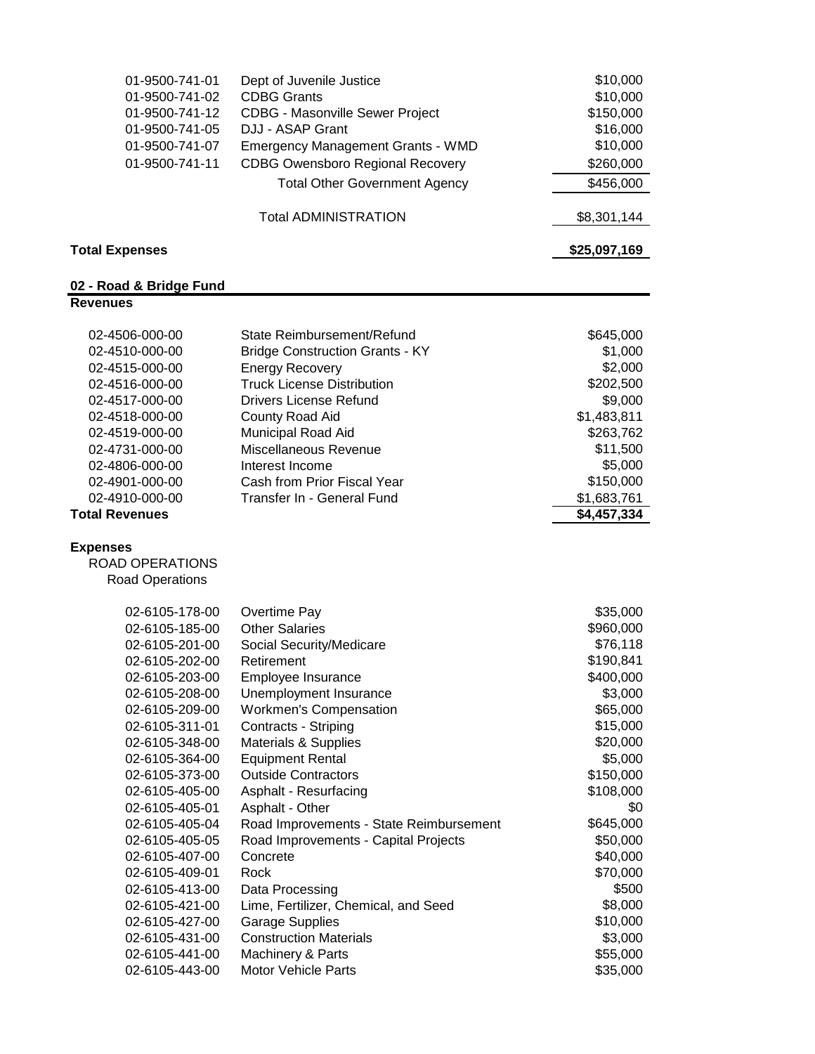| Account | Description | Amount |
|---|---|---|
| 01-9500-741-01 | Dept of Juvenile Justice | $10,000 |
| 01-9500-741-02 | CDBG Grants | $10,000 |
| 01-9500-741-12 | CDBG - Masonville Sewer Project | $150,000 |
| 01-9500-741-05 | DJJ - ASAP Grant | $16,000 |
| 01-9500-741-07 | Emergency Management Grants - WMD | $10,000 |
| 01-9500-741-11 | CDBG Owensboro Regional Recovery | $260,000 |
| | Total Other Government Agency | $456,000 |
| | Total ADMINISTRATION | $8,301,144 |

**Total Expenses** **$25,097,169**

## 02 - Road & Bridge Fund

### Revenues

| Account | Description | Amount |
|---|---|---|
| 02-4506-000-00 | State Reimbursement/Refund | $645,000 |
| 02-4510-000-00 | Bridge Construction Grants - KY | $1,000 |
| 02-4515-000-00 | Energy Recovery | $2,000 |
| 02-4516-000-00 | Truck License Distribution | $202,500 |
| 02-4517-000-00 | Drivers License Refund | $9,000 |
| 02-4518-000-00 | County Road Aid | $1,483,811 |
| 02-4519-000-00 | Municipal Road Aid | $263,762 |
| 02-4731-000-00 | Miscellaneous Revenue | $11,500 |
| 02-4806-000-00 | Interest Income | $5,000 |
| 02-4901-000-00 | Cash from Prior Fiscal Year | $150,000 |
| 02-4910-000-00 | Transfer In - General Fund | $1,683,761 |
| **Total Revenues** | | **$4,457,334** |

### Expenses

ROAD OPERATIONS

Road Operations

| Account | Description | Amount |
|---|---|---|
| 02-6105-178-00 | Overtime Pay | $35,000 |
| 02-6105-185-00 | Other Salaries | $960,000 |
| 02-6105-201-00 | Social Security/Medicare | $76,118 |
| 02-6105-202-00 | Retirement | $190,841 |
| 02-6105-203-00 | Employee Insurance | $400,000 |
| 02-6105-208-00 | Unemployment Insurance | $3,000 |
| 02-6105-209-00 | Workmen's Compensation | $65,000 |
| 02-6105-311-01 | Contracts - Striping | $15,000 |
| 02-6105-348-00 | Materials & Supplies | $20,000 |
| 02-6105-364-00 | Equipment Rental | $5,000 |
| 02-6105-373-00 | Outside Contractors | $150,000 |
| 02-6105-405-00 | Asphalt - Resurfacing | $108,000 |
| 02-6105-405-01 | Asphalt - Other | $0 |
| 02-6105-405-04 | Road Improvements - State Reimbursement | $645,000 |
| 02-6105-405-05 | Road Improvements - Capital Projects | $50,000 |
| 02-6105-407-00 | Concrete | $40,000 |
| 02-6105-409-01 | Rock | $70,000 |
| 02-6105-413-00 | Data Processing | $500 |
| 02-6105-421-00 | Lime, Fertilizer, Chemical, and Seed | $8,000 |
| 02-6105-427-00 | Garage Supplies | $10,000 |
| 02-6105-431-00 | Construction Materials | $3,000 |
| 02-6105-441-00 | Machinery & Parts | $55,000 |
| 02-6105-443-00 | Motor Vehicle Parts | $35,000 |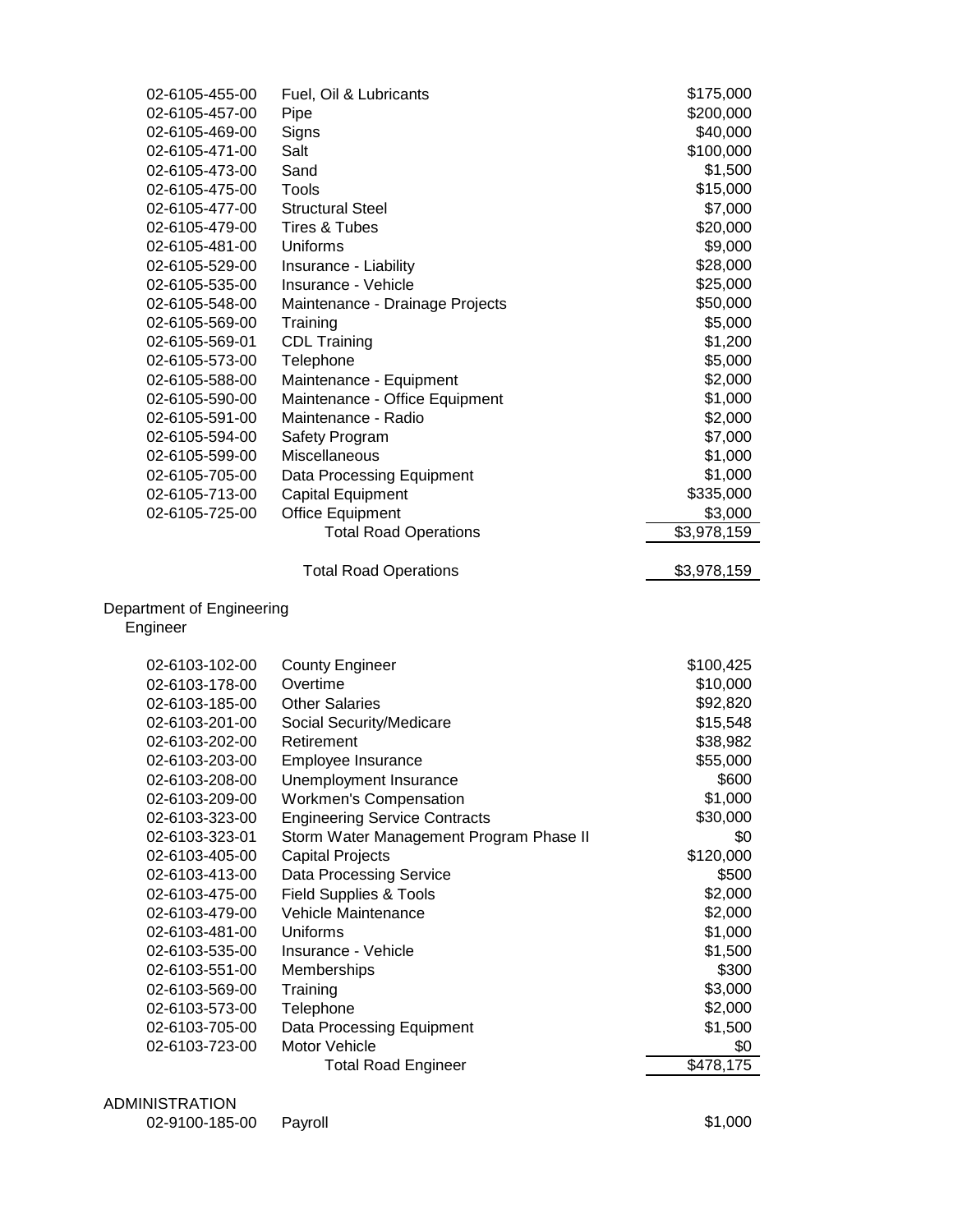| | | |
|---|---|---|
| 02-6105-455-00 | Fuel, Oil & Lubricants | $175,000 |
| 02-6105-457-00 | Pipe | $200,000 |
| 02-6105-469-00 | Signs | $40,000 |
| 02-6105-471-00 | Salt | $100,000 |
| 02-6105-473-00 | Sand | $1,500 |
| 02-6105-475-00 | Tools | $15,000 |
| 02-6105-477-00 | Structural Steel | $7,000 |
| 02-6105-479-00 | Tires & Tubes | $20,000 |
| 02-6105-481-00 | Uniforms | $9,000 |
| 02-6105-529-00 | Insurance - Liability | $28,000 |
| 02-6105-535-00 | Insurance - Vehicle | $25,000 |
| 02-6105-548-00 | Maintenance - Drainage Projects | $50,000 |
| 02-6105-569-00 | Training | $5,000 |
| 02-6105-569-01 | CDL Training | $1,200 |
| 02-6105-573-00 | Telephone | $5,000 |
| 02-6105-588-00 | Maintenance - Equipment | $2,000 |
| 02-6105-590-00 | Maintenance - Office Equipment | $1,000 |
| 02-6105-591-00 | Maintenance - Radio | $2,000 |
| 02-6105-594-00 | Safety Program | $7,000 |
| 02-6105-599-00 | Miscellaneous | $1,000 |
| 02-6105-705-00 | Data Processing Equipment | $1,000 |
| 02-6105-713-00 | Capital Equipment | $335,000 |
| 02-6105-725-00 | Office Equipment | $3,000 |
| | Total Road Operations | $3,978,159 |
| | | |
| | Total Road Operations | $3,978,159 |

Department of Engineering

Engineer

| | | |
|---|---|---|
| 02-6103-102-00 | County Engineer | $100,425 |
| 02-6103-178-00 | Overtime | $10,000 |
| 02-6103-185-00 | Other Salaries | $92,820 |
| 02-6103-201-00 | Social Security/Medicare | $15,548 |
| 02-6103-202-00 | Retirement | $38,982 |
| 02-6103-203-00 | Employee Insurance | $55,000 |
| 02-6103-208-00 | Unemployment Insurance | $600 |
| 02-6103-209-00 | Workmen's Compensation | $1,000 |
| 02-6103-323-00 | Engineering Service Contracts | $30,000 |
| 02-6103-323-01 | Storm Water Management Program Phase II | $0 |
| 02-6103-405-00 | Capital Projects | $120,000 |
| 02-6103-413-00 | Data Processing Service | $500 |
| 02-6103-475-00 | Field Supplies & Tools | $2,000 |
| 02-6103-479-00 | Vehicle Maintenance | $2,000 |
| 02-6103-481-00 | Uniforms | $1,000 |
| 02-6103-535-00 | Insurance - Vehicle | $1,500 |
| 02-6103-551-00 | Memberships | $300 |
| 02-6103-569-00 | Training | $3,000 |
| 02-6103-573-00 | Telephone | $2,000 |
| 02-6103-705-00 | Data Processing Equipment | $1,500 |
| 02-6103-723-00 | Motor Vehicle | $0 |
| | Total Road Engineer | $478,175 |

ADMINISTRATION

| | | |
|---|---|---|
| 02-9100-185-00 | Payroll | $1,000 |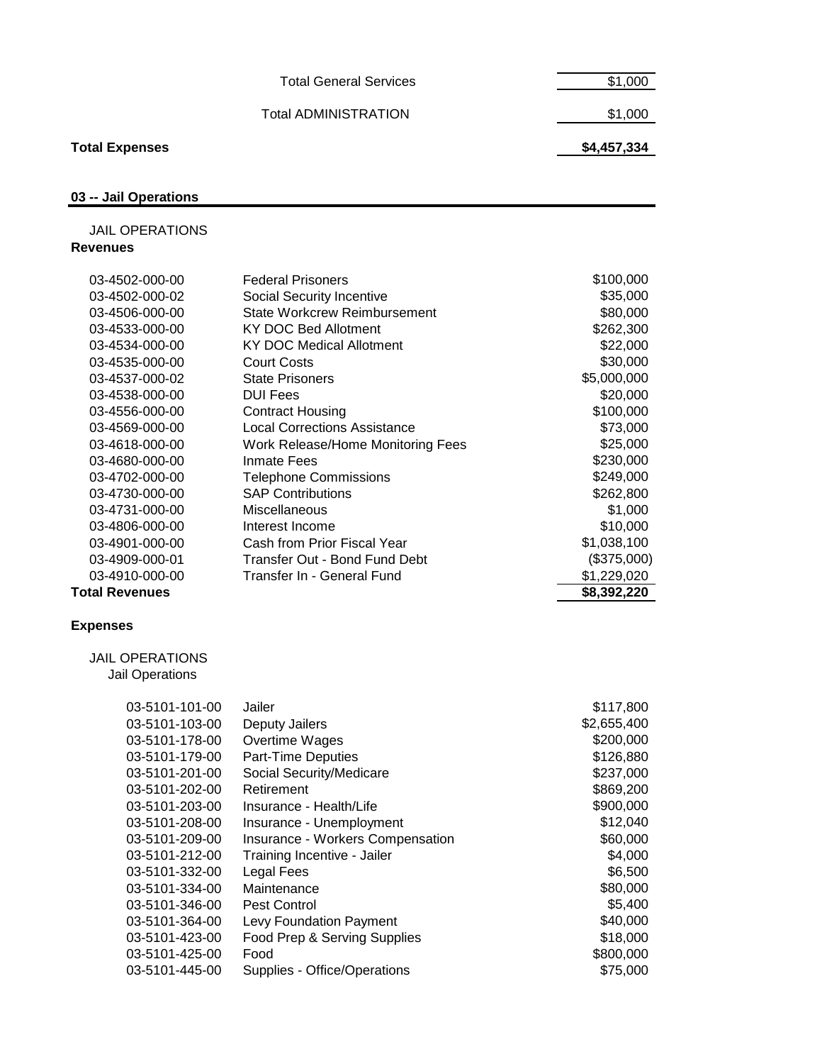| | Total General Services | $1,000 |
|---|---|---|
| | Total ADMINISTRATION | $1,000 |
| **Total Expenses** | | **$4,457,334** |

## 03 -- Jail Operations

JAIL OPERATIONS

**Revenues**

| Account | Description | Amount |
|---|---|---|
| 03-4502-000-00 | Federal Prisoners | $100,000 |
| 03-4502-000-02 | Social Security Incentive | $35,000 |
| 03-4506-000-00 | State Workcrew Reimbursement | $80,000 |
| 03-4533-000-00 | KY DOC Bed Allotment | $262,300 |
| 03-4534-000-00 | KY DOC Medical Allotment | $22,000 |
| 03-4535-000-00 | Court Costs | $30,000 |
| 03-4537-000-02 | State Prisoners | $5,000,000 |
| 03-4538-000-00 | DUI Fees | $20,000 |
| 03-4556-000-00 | Contract Housing | $100,000 |
| 03-4569-000-00 | Local Corrections Assistance | $73,000 |
| 03-4618-000-00 | Work Release/Home Monitoring Fees | $25,000 |
| 03-4680-000-00 | Inmate Fees | $230,000 |
| 03-4702-000-00 | Telephone Commissions | $249,000 |
| 03-4730-000-00 | SAP Contributions | $262,800 |
| 03-4731-000-00 | Miscellaneous | $1,000 |
| 03-4806-000-00 | Interest Income | $10,000 |
| 03-4901-000-00 | Cash from Prior Fiscal Year | $1,038,100 |
| 03-4909-000-01 | Transfer Out - Bond Fund Debt | ($375,000) |
| 03-4910-000-00 | Transfer In - General Fund | $1,229,020 |
| **Total Revenues** | | **$8,392,220** |

**Expenses**

JAIL OPERATIONS

Jail Operations

| Account | Description | Amount |
|---|---|---|
| 03-5101-101-00 | Jailer | $117,800 |
| 03-5101-103-00 | Deputy Jailers | $2,655,400 |
| 03-5101-178-00 | Overtime Wages | $200,000 |
| 03-5101-179-00 | Part-Time Deputies | $126,880 |
| 03-5101-201-00 | Social Security/Medicare | $237,000 |
| 03-5101-202-00 | Retirement | $869,200 |
| 03-5101-203-00 | Insurance - Health/Life | $900,000 |
| 03-5101-208-00 | Insurance - Unemployment | $12,040 |
| 03-5101-209-00 | Insurance - Workers Compensation | $60,000 |
| 03-5101-212-00 | Training Incentive - Jailer | $4,000 |
| 03-5101-332-00 | Legal Fees | $6,500 |
| 03-5101-334-00 | Maintenance | $80,000 |
| 03-5101-346-00 | Pest Control | $5,400 |
| 03-5101-364-00 | Levy Foundation Payment | $40,000 |
| 03-5101-423-00 | Food Prep & Serving Supplies | $18,000 |
| 03-5101-425-00 | Food | $800,000 |
| 03-5101-445-00 | Supplies - Office/Operations | $75,000 |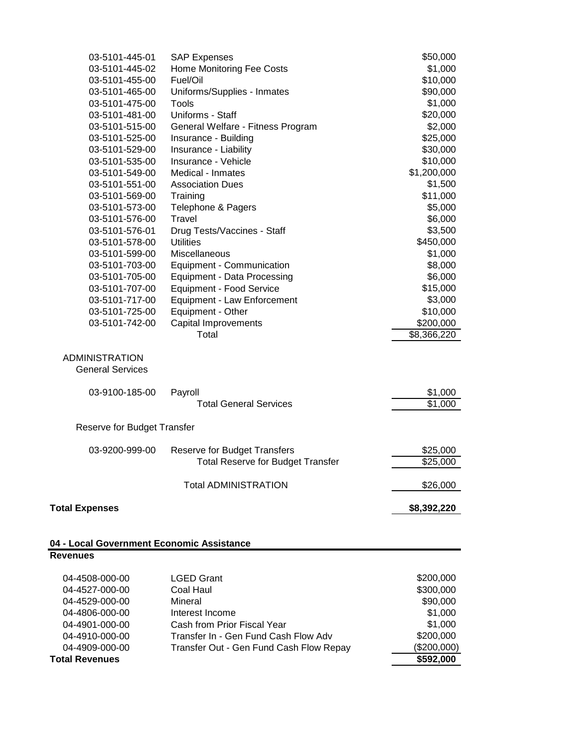| Account | Description | Amount |
|---|---|---|
| 03-5101-445-01 | SAP Expenses | $50,000 |
| 03-5101-445-02 | Home Monitoring Fee Costs | $1,000 |
| 03-5101-455-00 | Fuel/Oil | $10,000 |
| 03-5101-465-00 | Uniforms/Supplies - Inmates | $90,000 |
| 03-5101-475-00 | Tools | $1,000 |
| 03-5101-481-00 | Uniforms - Staff | $20,000 |
| 03-5101-515-00 | General Welfare - Fitness Program | $2,000 |
| 03-5101-525-00 | Insurance - Building | $25,000 |
| 03-5101-529-00 | Insurance - Liability | $30,000 |
| 03-5101-535-00 | Insurance - Vehicle | $10,000 |
| 03-5101-549-00 | Medical - Inmates | $1,200,000 |
| 03-5101-551-00 | Association Dues | $1,500 |
| 03-5101-569-00 | Training | $11,000 |
| 03-5101-573-00 | Telephone & Pagers | $5,000 |
| 03-5101-576-00 | Travel | $6,000 |
| 03-5101-576-01 | Drug Tests/Vaccines - Staff | $3,500 |
| 03-5101-578-00 | Utilities | $450,000 |
| 03-5101-599-00 | Miscellaneous | $1,000 |
| 03-5101-703-00 | Equipment - Communication | $8,000 |
| 03-5101-705-00 | Equipment - Data Processing | $6,000 |
| 03-5101-707-00 | Equipment - Food Service | $15,000 |
| 03-5101-717-00 | Equipment - Law Enforcement | $3,000 |
| 03-5101-725-00 | Equipment - Other | $10,000 |
| 03-5101-742-00 | Capital Improvements | $200,000 |
| | Total | $8,366,220 |

ADMINISTRATION

General Services

| Account | Description | Amount |
|---|---|---|
| 03-9100-185-00 | Payroll | $1,000 |
| | Total General Services | $1,000 |

Reserve for Budget Transfer

| Account | Description | Amount |
|---|---|---|
| 03-9200-999-00 | Reserve for Budget Transfers | $25,000 |
| | Total Reserve for Budget Transfer | $25,000 |
| | Total ADMINISTRATION | $26,000 |

**Total Expenses** **$8,392,220**

## 04 - Local Government Economic Assistance

**Revenues**

| Account | Description | Amount |
|---|---|---|
| 04-4508-000-00 | LGED Grant | $200,000 |
| 04-4527-000-00 | Coal Haul | $300,000 |
| 04-4529-000-00 | Mineral | $90,000 |
| 04-4806-000-00 | Interest Income | $1,000 |
| 04-4901-000-00 | Cash from Prior Fiscal Year | $1,000 |
| 04-4910-000-00 | Transfer In - Gen Fund Cash Flow Adv | $200,000 |
| 04-4909-000-00 | Transfer Out - Gen Fund Cash Flow Repay | ($200,000) |
| **Total Revenues** | | **$592,000** |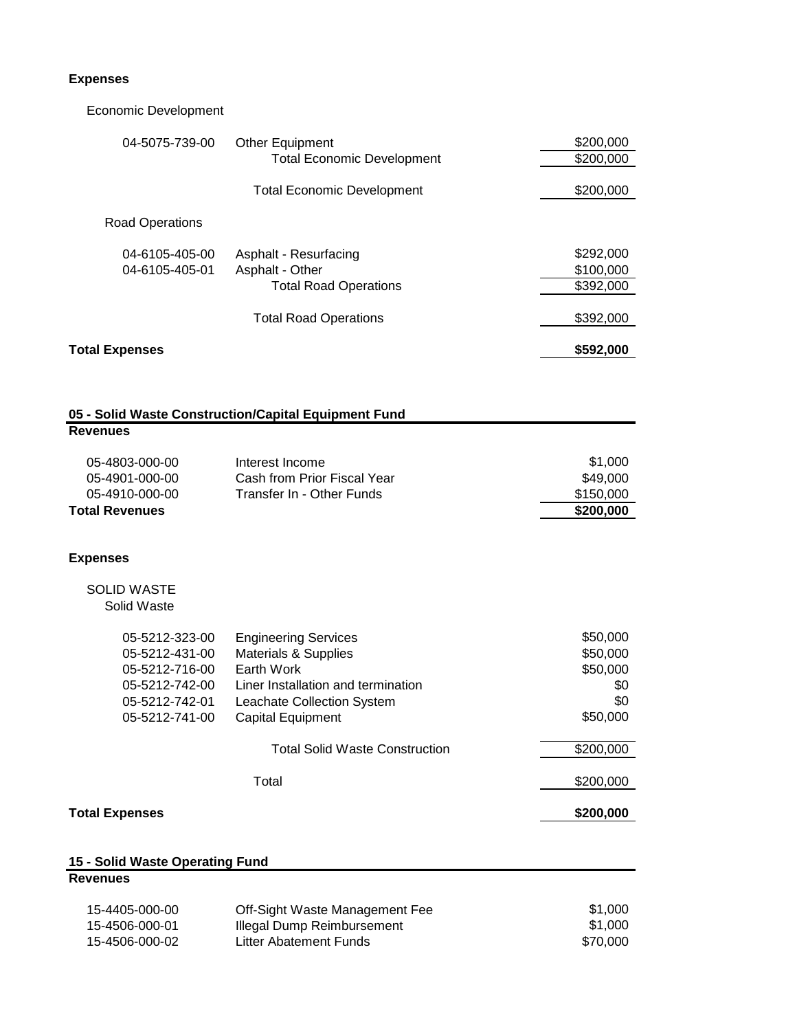**Expenses**

Economic Development

| | | |
|---|---|---|
| 04-5075-739-00 | Other Equipment | $200,000 |
| | Total Economic Development | $200,000 |
| | Total Economic Development | $200,000 |

Road Operations

| | | |
|---|---|---|
| 04-6105-405-00 | Asphalt - Resurfacing | $292,000 |
| 04-6105-405-01 | Asphalt - Other | $100,000 |
| | Total Road Operations | $392,000 |
| | Total Road Operations | $392,000 |

**Total Expenses** **$592,000**

## 05 - Solid Waste Construction/Capital Equipment Fund

**Revenues**

| | | |
|---|---|---|
| 05-4803-000-00 | Interest Income | $1,000 |
| 05-4901-000-00 | Cash from Prior Fiscal Year | $49,000 |
| 05-4910-000-00 | Transfer In - Other Funds | $150,000 |
| **Total Revenues** | | **$200,000** |

**Expenses**

SOLID WASTE

Solid Waste

| | | |
|---|---|---|
| 05-5212-323-00 | Engineering Services | $50,000 |
| 05-5212-431-00 | Materials & Supplies | $50,000 |
| 05-5212-716-00 | Earth Work | $50,000 |
| 05-5212-742-00 | Liner Installation and termination | $0 |
| 05-5212-742-01 | Leachate Collection System | $0 |
| 05-5212-741-00 | Capital Equipment | $50,000 |
| | Total Solid Waste Construction | $200,000 |
| | Total | $200,000 |

**Total Expenses** **$200,000**

## 15 - Solid Waste Operating Fund

**Revenues**

| | | |
|---|---|---|
| 15-4405-000-00 | Off-Sight Waste Management Fee | $1,000 |
| 15-4506-000-01 | Illegal Dump Reimbursement | $1,000 |
| 15-4506-000-02 | Litter Abatement Funds | $70,000 |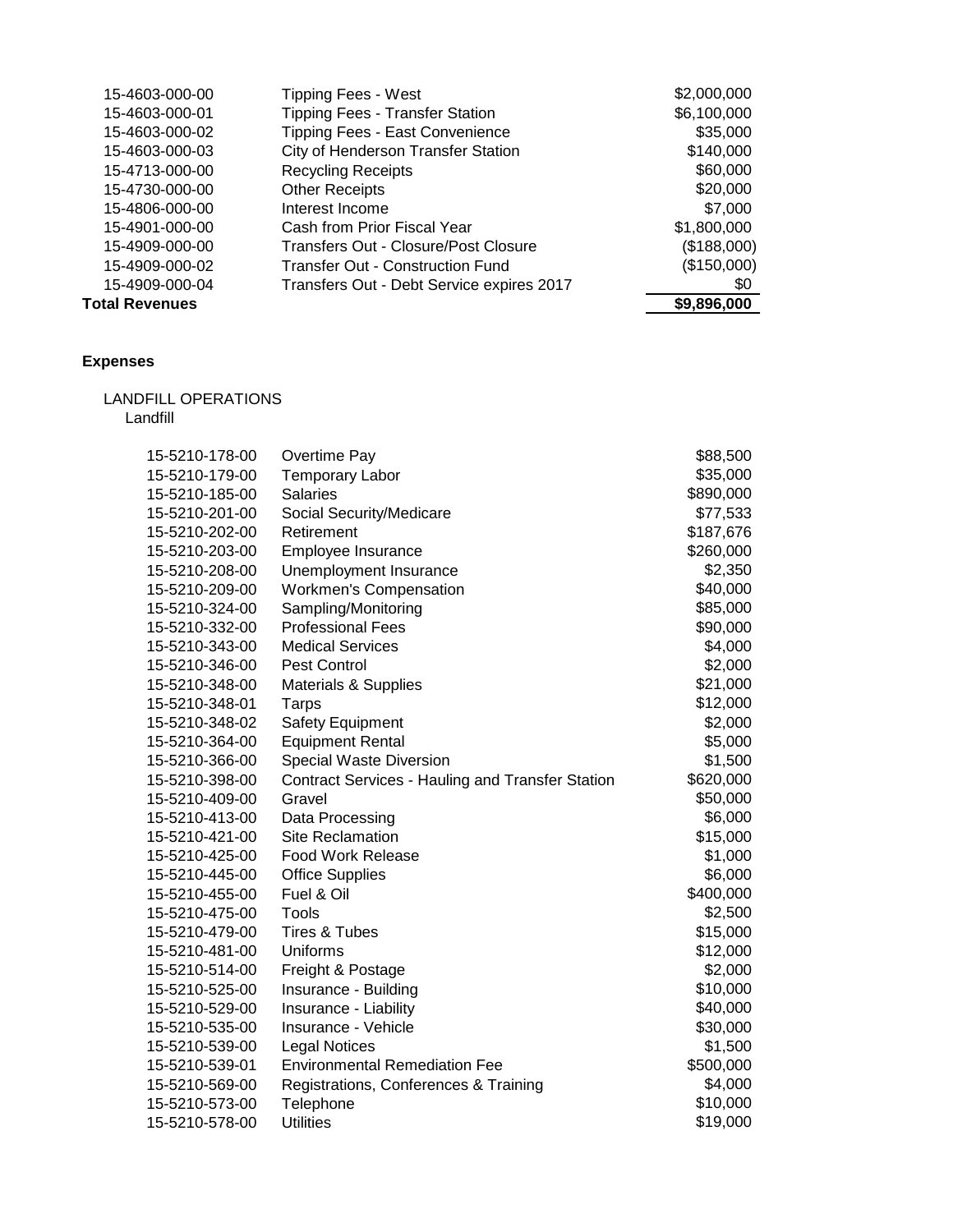| | | |
|---|---|---|
| 15-4603-000-00 | Tipping Fees - West | $2,000,000 |
| 15-4603-000-01 | Tipping Fees - Transfer Station | $6,100,000 |
| 15-4603-000-02 | Tipping Fees - East Convenience | $35,000 |
| 15-4603-000-03 | City of Henderson Transfer Station | $140,000 |
| 15-4713-000-00 | Recycling Receipts | $60,000 |
| 15-4730-000-00 | Other Receipts | $20,000 |
| 15-4806-000-00 | Interest Income | $7,000 |
| 15-4901-000-00 | Cash from Prior Fiscal Year | $1,800,000 |
| 15-4909-000-00 | Transfers Out - Closure/Post Closure | ($188,000) |
| 15-4909-000-02 | Transfer Out - Construction Fund | ($150,000) |
| 15-4909-000-04 | Transfers Out - Debt Service expires 2017 | $0 |
| **Total Revenues** | | **$9,896,000** |

**Expenses**

LANDFILL OPERATIONS

Landfill

| | | |
|---|---|---|
| 15-5210-178-00 | Overtime Pay | $88,500 |
| 15-5210-179-00 | Temporary Labor | $35,000 |
| 15-5210-185-00 | Salaries | $890,000 |
| 15-5210-201-00 | Social Security/Medicare | $77,533 |
| 15-5210-202-00 | Retirement | $187,676 |
| 15-5210-203-00 | Employee Insurance | $260,000 |
| 15-5210-208-00 | Unemployment Insurance | $2,350 |
| 15-5210-209-00 | Workmen's Compensation | $40,000 |
| 15-5210-324-00 | Sampling/Monitoring | $85,000 |
| 15-5210-332-00 | Professional Fees | $90,000 |
| 15-5210-343-00 | Medical Services | $4,000 |
| 15-5210-346-00 | Pest Control | $2,000 |
| 15-5210-348-00 | Materials & Supplies | $21,000 |
| 15-5210-348-01 | Tarps | $12,000 |
| 15-5210-348-02 | Safety Equipment | $2,000 |
| 15-5210-364-00 | Equipment Rental | $5,000 |
| 15-5210-366-00 | Special Waste Diversion | $1,500 |
| 15-5210-398-00 | Contract Services - Hauling and Transfer Station | $620,000 |
| 15-5210-409-00 | Gravel | $50,000 |
| 15-5210-413-00 | Data Processing | $6,000 |
| 15-5210-421-00 | Site Reclamation | $15,000 |
| 15-5210-425-00 | Food Work Release | $1,000 |
| 15-5210-445-00 | Office Supplies | $6,000 |
| 15-5210-455-00 | Fuel & Oil | $400,000 |
| 15-5210-475-00 | Tools | $2,500 |
| 15-5210-479-00 | Tires & Tubes | $15,000 |
| 15-5210-481-00 | Uniforms | $12,000 |
| 15-5210-514-00 | Freight & Postage | $2,000 |
| 15-5210-525-00 | Insurance - Building | $10,000 |
| 15-5210-529-00 | Insurance - Liability | $40,000 |
| 15-5210-535-00 | Insurance - Vehicle | $30,000 |
| 15-5210-539-00 | Legal Notices | $1,500 |
| 15-5210-539-01 | Environmental Remediation Fee | $500,000 |
| 15-5210-569-00 | Registrations, Conferences & Training | $4,000 |
| 15-5210-573-00 | Telephone | $10,000 |
| 15-5210-578-00 | Utilities | $19,000 |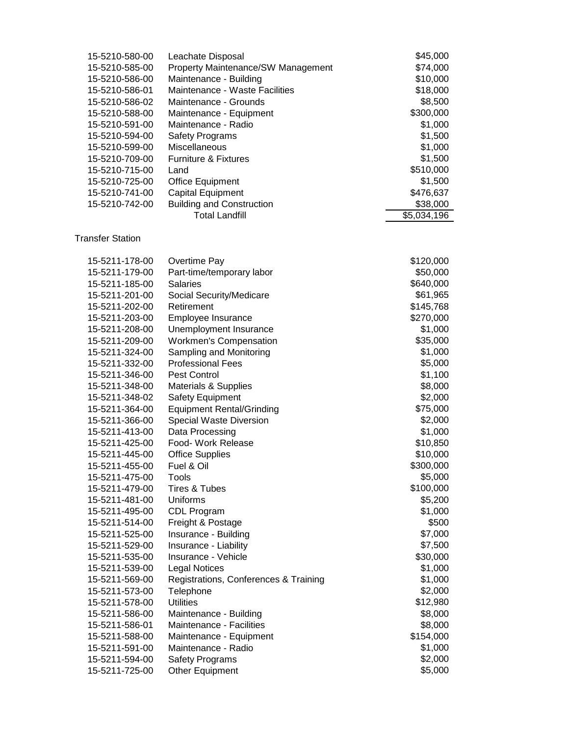| | | |
|---|---|---|
| 15-5210-580-00 | Leachate Disposal | $45,000 |
| 15-5210-585-00 | Property Maintenance/SW Management | $74,000 |
| 15-5210-586-00 | Maintenance - Building | $10,000 |
| 15-5210-586-01 | Maintenance - Waste Facilities | $18,000 |
| 15-5210-586-02 | Maintenance - Grounds | $8,500 |
| 15-5210-588-00 | Maintenance - Equipment | $300,000 |
| 15-5210-591-00 | Maintenance - Radio | $1,000 |
| 15-5210-594-00 | Safety Programs | $1,500 |
| 15-5210-599-00 | Miscellaneous | $1,000 |
| 15-5210-709-00 | Furniture & Fixtures | $1,500 |
| 15-5210-715-00 | Land | $510,000 |
| 15-5210-725-00 | Office Equipment | $1,500 |
| 15-5210-741-00 | Capital Equipment | $476,637 |
| 15-5210-742-00 | Building and Construction | $38,000 |
| | Total Landfill | $5,034,196 |

Transfer Station

| | | |
|---|---|---|
| 15-5211-178-00 | Overtime Pay | $120,000 |
| 15-5211-179-00 | Part-time/temporary labor | $50,000 |
| 15-5211-185-00 | Salaries | $640,000 |
| 15-5211-201-00 | Social Security/Medicare | $61,965 |
| 15-5211-202-00 | Retirement | $145,768 |
| 15-5211-203-00 | Employee Insurance | $270,000 |
| 15-5211-208-00 | Unemployment Insurance | $1,000 |
| 15-5211-209-00 | Workmen's Compensation | $35,000 |
| 15-5211-324-00 | Sampling and Monitoring | $1,000 |
| 15-5211-332-00 | Professional Fees | $5,000 |
| 15-5211-346-00 | Pest Control | $1,100 |
| 15-5211-348-00 | Materials & Supplies | $8,000 |
| 15-5211-348-02 | Safety Equipment | $2,000 |
| 15-5211-364-00 | Equipment Rental/Grinding | $75,000 |
| 15-5211-366-00 | Special Waste Diversion | $2,000 |
| 15-5211-413-00 | Data Processing | $1,000 |
| 15-5211-425-00 | Food- Work Release | $10,850 |
| 15-5211-445-00 | Office Supplies | $10,000 |
| 15-5211-455-00 | Fuel & Oil | $300,000 |
| 15-5211-475-00 | Tools | $5,000 |
| 15-5211-479-00 | Tires & Tubes | $100,000 |
| 15-5211-481-00 | Uniforms | $5,200 |
| 15-5211-495-00 | CDL Program | $1,000 |
| 15-5211-514-00 | Freight & Postage | $500 |
| 15-5211-525-00 | Insurance - Building | $7,000 |
| 15-5211-529-00 | Insurance - Liability | $7,500 |
| 15-5211-535-00 | Insurance - Vehicle | $30,000 |
| 15-5211-539-00 | Legal Notices | $1,000 |
| 15-5211-569-00 | Registrations, Conferences & Training | $1,000 |
| 15-5211-573-00 | Telephone | $2,000 |
| 15-5211-578-00 | Utilities | $12,980 |
| 15-5211-586-00 | Maintenance - Building | $8,000 |
| 15-5211-586-01 | Maintenance - Facilities | $8,000 |
| 15-5211-588-00 | Maintenance - Equipment | $154,000 |
| 15-5211-591-00 | Maintenance - Radio | $1,000 |
| 15-5211-594-00 | Safety Programs | $2,000 |
| 15-5211-725-00 | Other Equipment | $5,000 |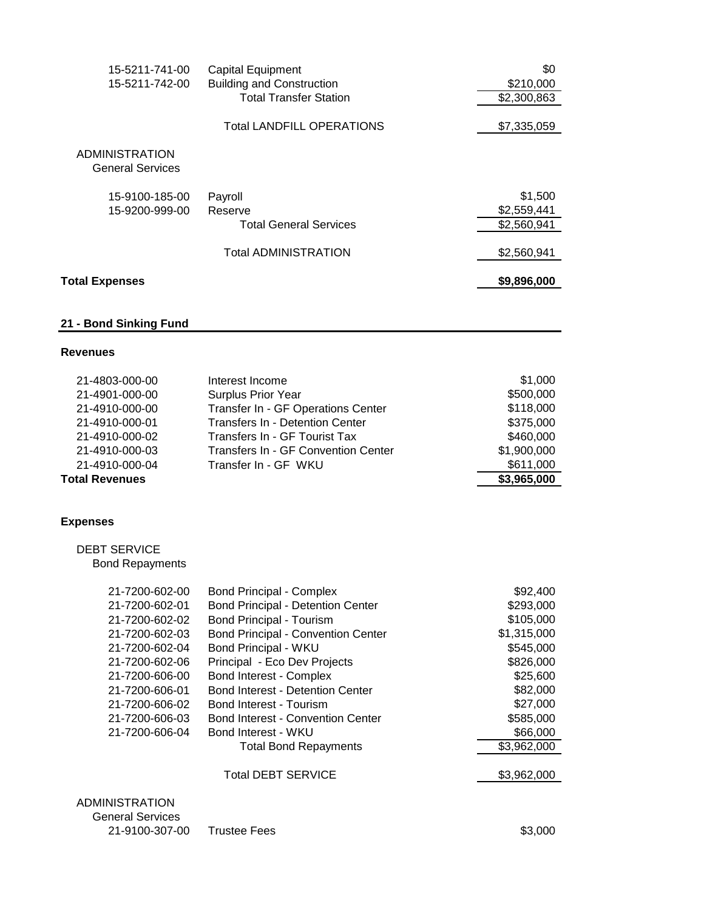| Account | Description | Amount |
|---|---|---|
| 15-5211-741-00 | Capital Equipment | $0 |
| 15-5211-742-00 | Building and Construction | $210,000 |
| | Total Transfer Station | $2,300,863 |
| | Total LANDFILL OPERATIONS | $7,335,059 |

ADMINISTRATION
General Services

| Account | Description | Amount |
|---|---|---|
| 15-9100-185-00 | Payroll | $1,500 |
| 15-9200-999-00 | Reserve | $2,559,441 |
| | Total General Services | $2,560,941 |
| | Total ADMINISTRATION | $2,560,941 |

**Total Expenses** **$9,896,000**

## 21 - Bond Sinking Fund

### Revenues

| Account | Description | Amount |
|---|---|---|
| 21-4803-000-00 | Interest Income | $1,000 |
| 21-4901-000-00 | Surplus Prior Year | $500,000 |
| 21-4910-000-00 | Transfer In - GF Operations Center | $118,000 |
| 21-4910-000-01 | Transfers In - Detention Center | $375,000 |
| 21-4910-000-02 | Transfers In - GF Tourist Tax | $460,000 |
| 21-4910-000-03 | Transfers In - GF Convention Center | $1,900,000 |
| 21-4910-000-04 | Transfer In - GF WKU | $611,000 |
| **Total Revenues** | | **$3,965,000** |

### Expenses

DEBT SERVICE
Bond Repayments

| Account | Description | Amount |
|---|---|---|
| 21-7200-602-00 | Bond Principal - Complex | $92,400 |
| 21-7200-602-01 | Bond Principal - Detention Center | $293,000 |
| 21-7200-602-02 | Bond Principal - Tourism | $105,000 |
| 21-7200-602-03 | Bond Principal - Convention Center | $1,315,000 |
| 21-7200-602-04 | Bond Principal - WKU | $545,000 |
| 21-7200-602-06 | Principal - Eco Dev Projects | $826,000 |
| 21-7200-606-00 | Bond Interest - Complex | $25,600 |
| 21-7200-606-01 | Bond Interest - Detention Center | $82,000 |
| 21-7200-606-02 | Bond Interest - Tourism | $27,000 |
| 21-7200-606-03 | Bond Interest - Convention Center | $585,000 |
| 21-7200-606-04 | Bond Interest - WKU | $66,000 |
| | Total Bond Repayments | $3,962,000 |
| | Total DEBT SERVICE | $3,962,000 |

ADMINISTRATION
General Services

| Account | Description | Amount |
|---|---|---|
| 21-9100-307-00 | Trustee Fees | $3,000 |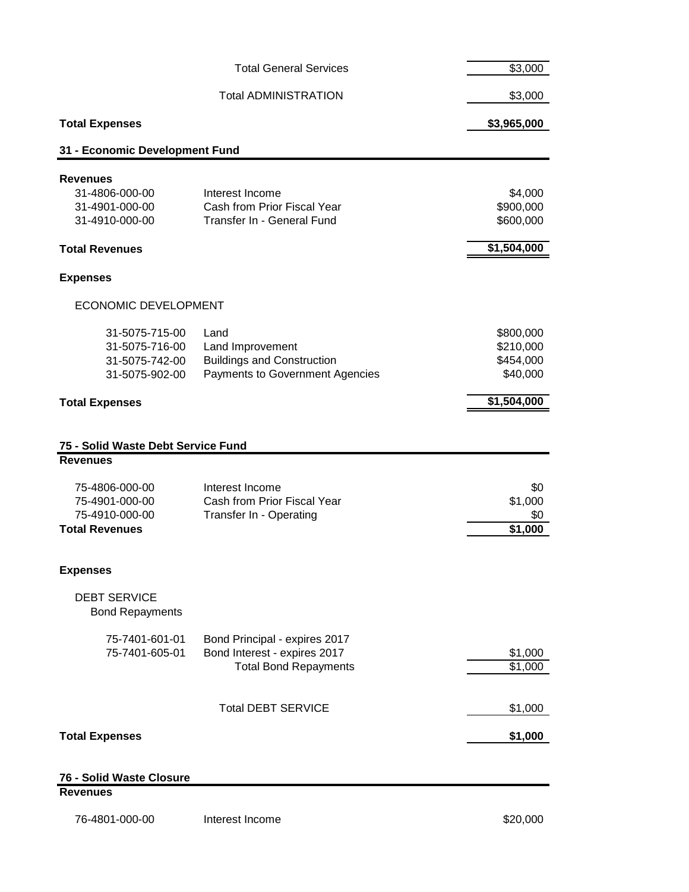| | | |
|---|---|---|
| | Total General Services | $3,000 |
| | Total ADMINISTRATION | $3,000 |
| **Total Expenses** | | **$3,965,000** |

## 31 - Economic Development Fund

| | | |
|---|---|---|
| **Revenues** | | |
| 31-4806-000-00 | Interest Income | $4,000 |
| 31-4901-000-00 | Cash from Prior Fiscal Year | $900,000 |
| 31-4910-000-00 | Transfer In - General Fund | $600,000 |
| **Total Revenues** | | **$1,504,000** |
| **Expenses** | | |
| ECONOMIC DEVELOPMENT | | |
| 31-5075-715-00 | Land | $800,000 |
| 31-5075-716-00 | Land Improvement | $210,000 |
| 31-5075-742-00 | Buildings and Construction | $454,000 |
| 31-5075-902-00 | Payments to Government Agencies | $40,000 |
| **Total Expenses** | | **$1,504,000** |

## 75 - Solid Waste Debt Service Fund

| | | |
|---|---|---|
| **Revenues** | | |
| 75-4806-000-00 | Interest Income | $0 |
| 75-4901-000-00 | Cash from Prior Fiscal Year | $1,000 |
| 75-4910-000-00 | Transfer In - Operating | $0 |
| **Total Revenues** | | **$1,000** |
| **Expenses** | | |
| DEBT SERVICE | | |
| Bond Repayments | | |
| 75-7401-601-01 | Bond Principal - expires 2017 | |
| 75-7401-605-01 | Bond Interest - expires 2017 | $1,000 |
| | Total Bond Repayments | $1,000 |
| | Total DEBT SERVICE | $1,000 |
| **Total Expenses** | | **$1,000** |

## 76 - Solid Waste Closure

| | | |
|---|---|---|
| **Revenues** | | |
| 76-4801-000-00 | Interest Income | $20,000 |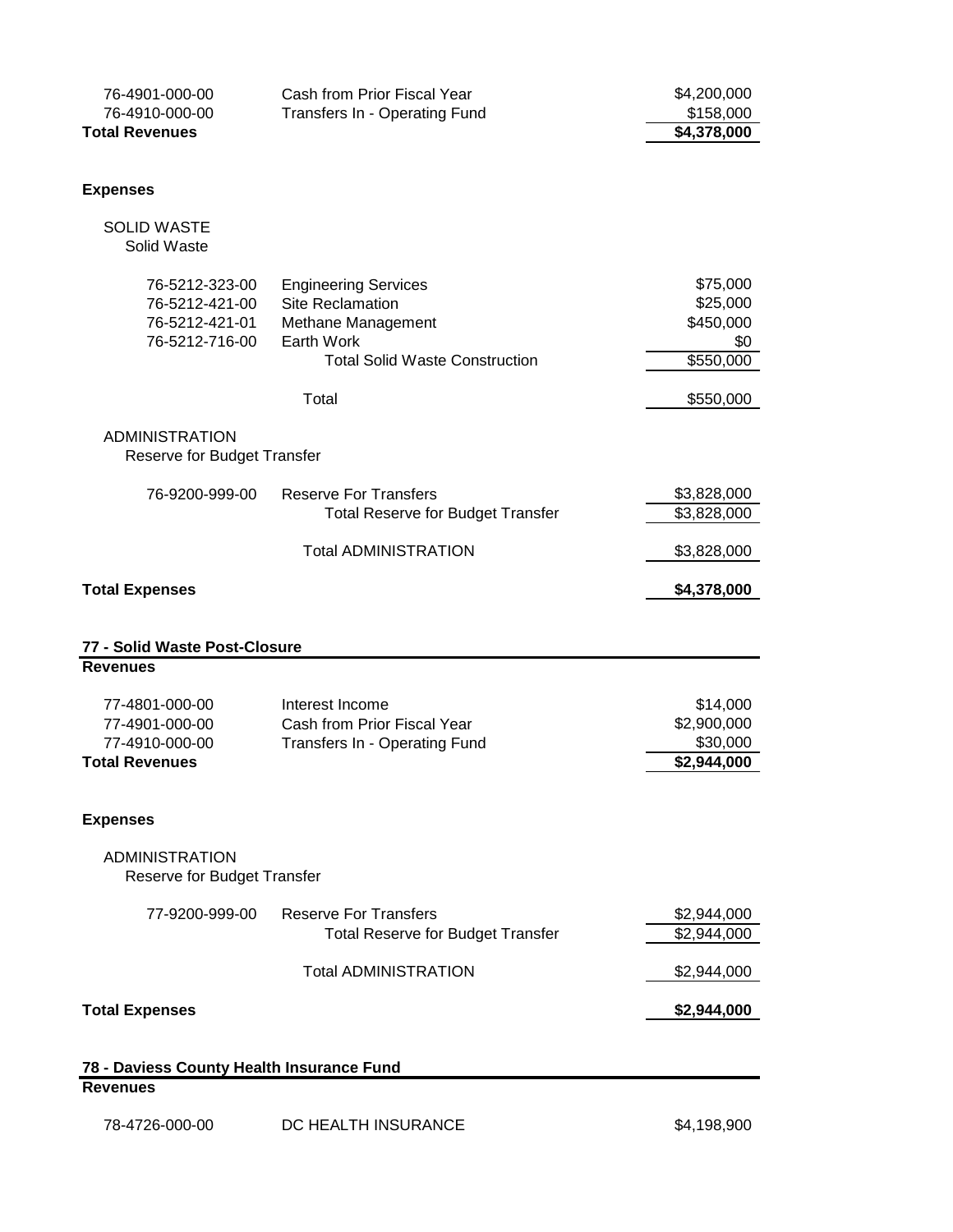| | | |
|---|---|---|
| 76-4901-000-00 | Cash from Prior Fiscal Year | $4,200,000 |
| 76-4910-000-00 | Transfers In - Operating Fund | $158,000 |
| **Total Revenues** | | **$4,378,000** |

**Expenses**

SOLID WASTE
Solid Waste

| | | |
|---|---|---|
| 76-5212-323-00 | Engineering Services | $75,000 |
| 76-5212-421-00 | Site Reclamation | $25,000 |
| 76-5212-421-01 | Methane Management | $450,000 |
| 76-5212-716-00 | Earth Work | $0 |
| | Total Solid Waste Construction | $550,000 |
| | Total | $550,000 |

ADMINISTRATION
Reserve for Budget Transfer

| | | |
|---|---|---|
| 76-9200-999-00 | Reserve For Transfers | $3,828,000 |
| | Total Reserve for Budget Transfer | $3,828,000 |
| | Total ADMINISTRATION | $3,828,000 |

**Total Expenses** **$4,378,000**

## 77 - Solid Waste Post-Closure

**Revenues**

| | | |
|---|---|---|
| 77-4801-000-00 | Interest Income | $14,000 |
| 77-4901-000-00 | Cash from Prior Fiscal Year | $2,900,000 |
| 77-4910-000-00 | Transfers In - Operating Fund | $30,000 |
| **Total Revenues** | | **$2,944,000** |

**Expenses**

ADMINISTRATION
Reserve for Budget Transfer

| | | |
|---|---|---|
| 77-9200-999-00 | Reserve For Transfers | $2,944,000 |
| | Total Reserve for Budget Transfer | $2,944,000 |
| | Total ADMINISTRATION | $2,944,000 |

**Total Expenses** **$2,944,000**

## 78 - Daviess County Health Insurance Fund

**Revenues**

| | | |
|---|---|---|
| 78-4726-000-00 | DC HEALTH INSURANCE | $4,198,900 |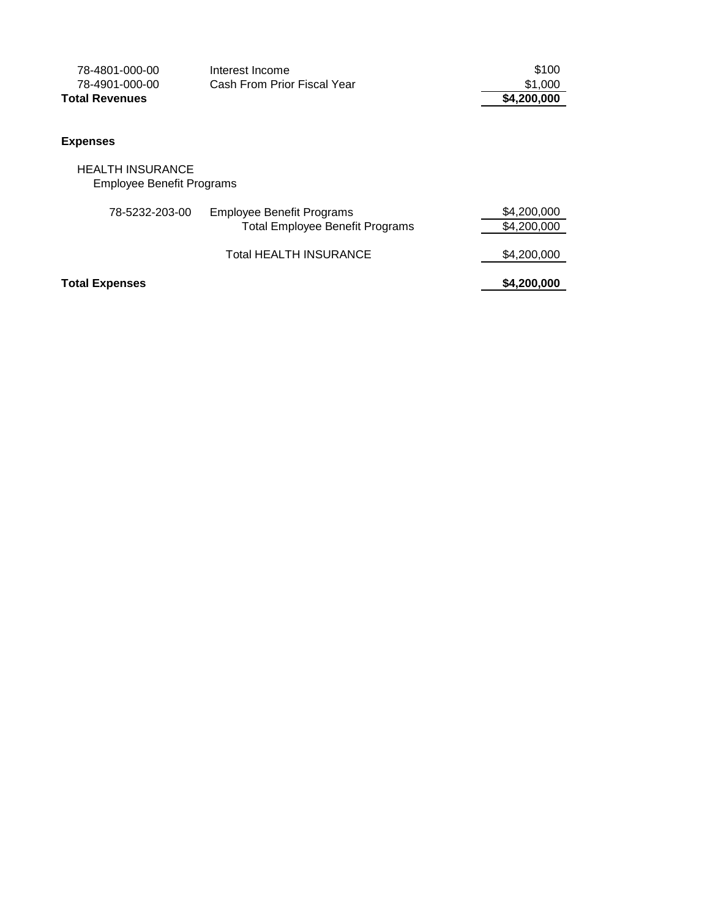| | | |
|---|---|---|
| 78-4801-000-00 | Interest Income | $100 |
| 78-4901-000-00 | Cash From Prior Fiscal Year | $1,000 |
| **Total Revenues** | | **$4,200,000** |

**Expenses**

HEALTH INSURANCE

Employee Benefit Programs

| | | |
|---|---|---|
| 78-5232-203-00 | Employee Benefit Programs | $4,200,000 |
| | Total Employee Benefit Programs | $4,200,000 |
| | Total HEALTH INSURANCE | $4,200,000 |
| **Total Expenses** | | **$4,200,000** |